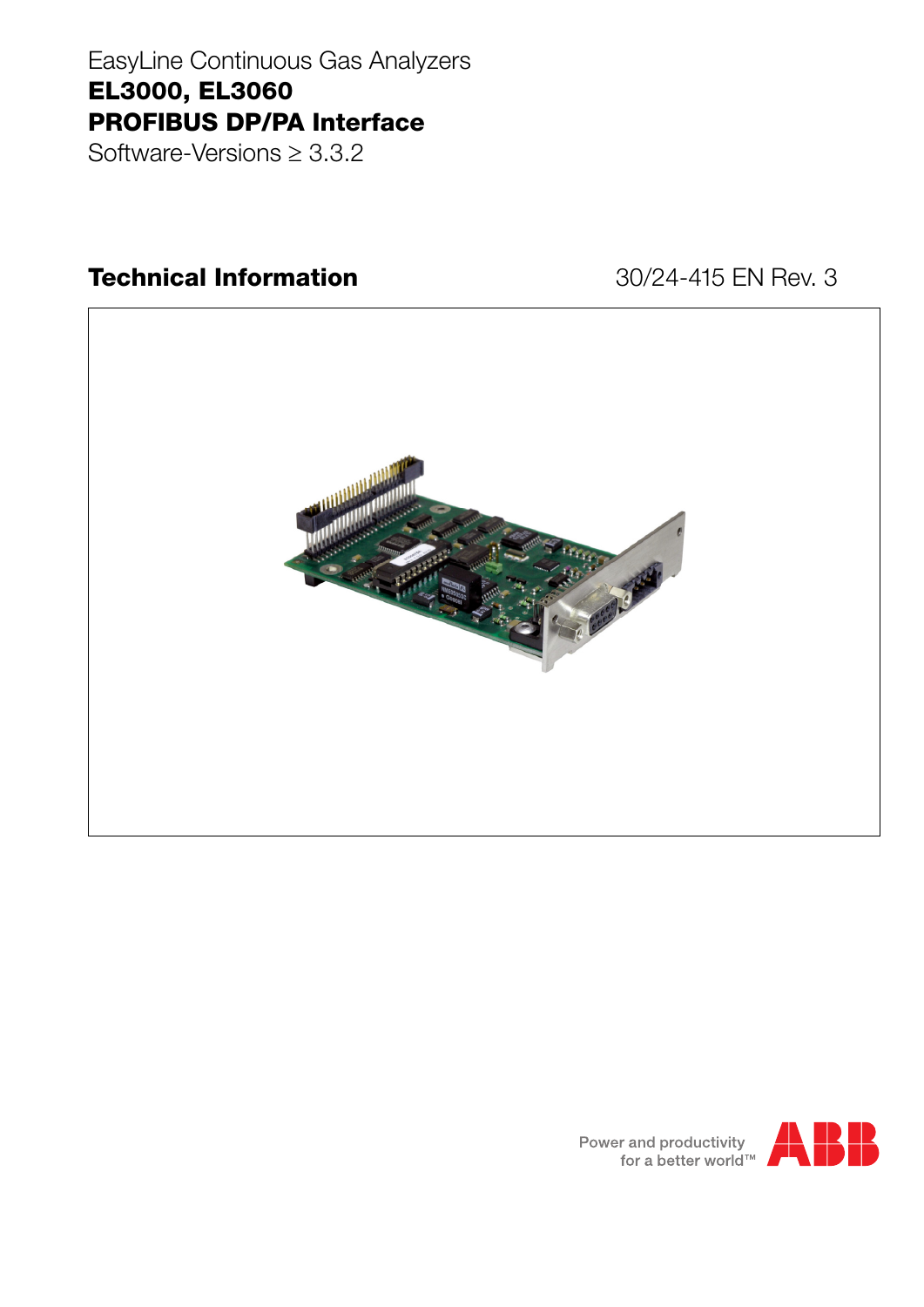EasyLine Continuous Gas Analyzers

# EL3000, EL3060
# PROFIBUS DP/PA Interface

Software-Versions ≥ 3.3.2

## Technical Information

30/24-415 EN Rev. 3

Power and productivity
for a better world™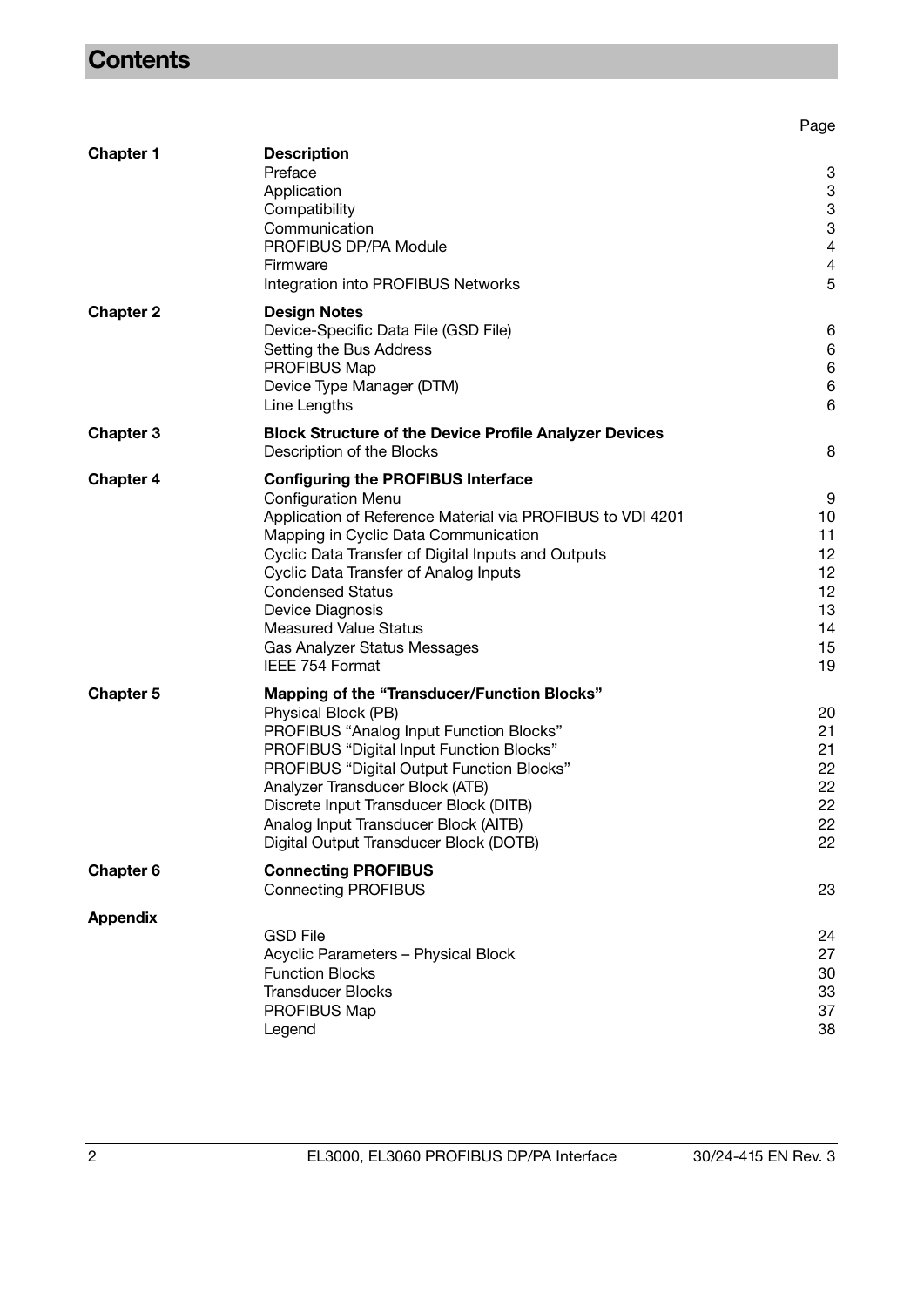# Contents

| | | Page |
|---|---|---|
| **Chapter 1** | **Description** | |
| | Preface | 3 |
| | Application | 3 |
| | Compatibility | 3 |
| | Communication | 3 |
| | PROFIBUS DP/PA Module | 4 |
| | Firmware | 4 |
| | Integration into PROFIBUS Networks | 5 |
| **Chapter 2** | **Design Notes** | |
| | Device-Specific Data File (GSD File) | 6 |
| | Setting the Bus Address | 6 |
| | PROFIBUS Map | 6 |
| | Device Type Manager (DTM) | 6 |
| | Line Lengths | 6 |
| **Chapter 3** | **Block Structure of the Device Profile Analyzer Devices** | |
| | Description of the Blocks | 8 |
| **Chapter 4** | **Configuring the PROFIBUS Interface** | |
| | Configuration Menu | 9 |
| | Application of Reference Material via PROFIBUS to VDI 4201 | 10 |
| | Mapping in Cyclic Data Communication | 11 |
| | Cyclic Data Transfer of Digital Inputs and Outputs | 12 |
| | Cyclic Data Transfer of Analog Inputs | 12 |
| | Condensed Status | 12 |
| | Device Diagnosis | 13 |
| | Measured Value Status | 14 |
| | Gas Analyzer Status Messages | 15 |
| | IEEE 754 Format | 19 |
| **Chapter 5** | **Mapping of the "Transducer/Function Blocks"** | |
| | Physical Block (PB) | 20 |
| | PROFIBUS "Analog Input Function Blocks" | 21 |
| | PROFIBUS "Digital Input Function Blocks" | 21 |
| | PROFIBUS "Digital Output Function Blocks" | 22 |
| | Analyzer Transducer Block (ATB) | 22 |
| | Discrete Input Transducer Block (DITB) | 22 |
| | Analog Input Transducer Block (AITB) | 22 |
| | Digital Output Transducer Block (DOTB) | 22 |
| **Chapter 6** | **Connecting PROFIBUS** | |
| | Connecting PROFIBUS | 23 |
| **Appendix** | | |
| | GSD File | 24 |
| | Acyclic Parameters – Physical Block | 27 |
| | Function Blocks | 30 |
| | Transducer Blocks | 33 |
| | PROFIBUS Map | 37 |
| | Legend | 38 |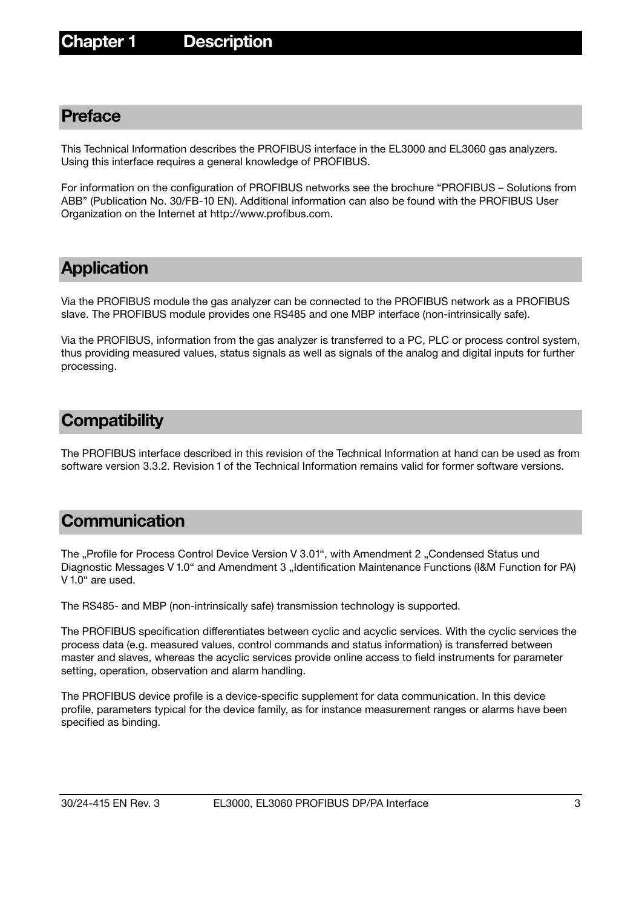# Chapter 1 Description

## Preface

This Technical Information describes the PROFIBUS interface in the EL3000 and EL3060 gas analyzers. Using this interface requires a general knowledge of PROFIBUS.

For information on the configuration of PROFIBUS networks see the brochure "PROFIBUS – Solutions from ABB" (Publication No. 30/FB-10 EN). Additional information can also be found with the PROFIBUS User Organization on the Internet at http://www.profibus.com.

## Application

Via the PROFIBUS module the gas analyzer can be connected to the PROFIBUS network as a PROFIBUS slave. The PROFIBUS module provides one RS485 and one MBP interface (non-intrinsically safe).

Via the PROFIBUS, information from the gas analyzer is transferred to a PC, PLC or process control system, thus providing measured values, status signals as well as signals of the analog and digital inputs for further processing.

## Compatibility

The PROFIBUS interface described in this revision of the Technical Information at hand can be used as from software version 3.3.2. Revision 1 of the Technical Information remains valid for former software versions.

## Communication

The „Profile for Process Control Device Version V 3.01“, with Amendment 2 „Condensed Status und Diagnostic Messages V 1.0“ and Amendment 3 „Identification Maintenance Functions (I&M Function for PA) V 1.0“ are used.

The RS485- and MBP (non-intrinsically safe) transmission technology is supported.

The PROFIBUS specification differentiates between cyclic and acyclic services. With the cyclic services the process data (e.g. measured values, control commands and status information) is transferred between master and slaves, whereas the acyclic services provide online access to field instruments for parameter setting, operation, observation and alarm handling.

The PROFIBUS device profile is a device-specific supplement for data communication. In this device profile, parameters typical for the device family, as for instance measurement ranges or alarms have been specified as binding.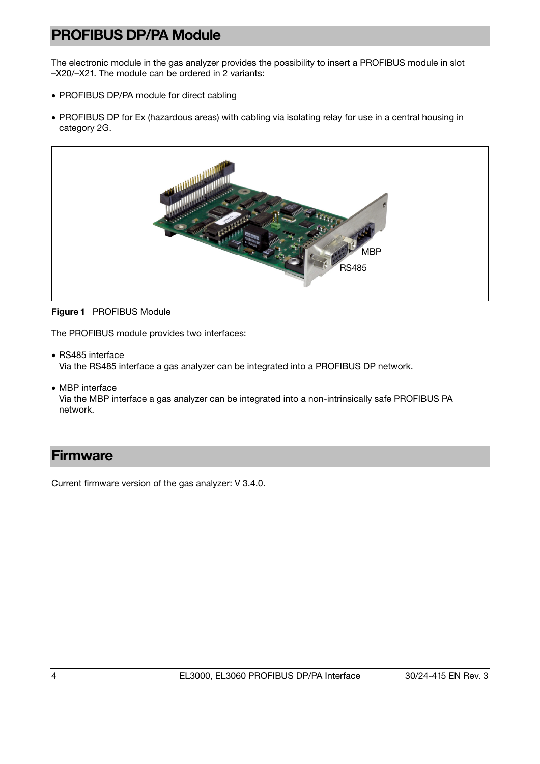## PROFIBUS DP/PA Module

The electronic module in the gas analyzer provides the possibility to insert a PROFIBUS module in slot –X20/–X21. The module can be ordered in 2 variants:

- PROFIBUS DP/PA module for direct cabling
- PROFIBUS DP for Ex (hazardous areas) with cabling via isolating relay for use in a central housing in category 2G.

**Figure 1** PROFIBUS Module

The PROFIBUS module provides two interfaces:

- RS485 interface
  Via the RS485 interface a gas analyzer can be integrated into a PROFIBUS DP network.
- MBP interface
  Via the MBP interface a gas analyzer can be integrated into a non-intrinsically safe PROFIBUS PA network.

## Firmware

Current firmware version of the gas analyzer: V 3.4.0.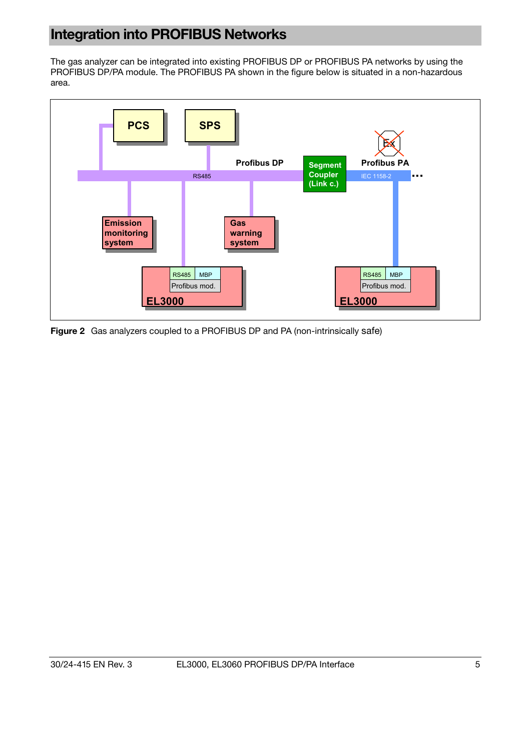# Integration into PROFIBUS Networks

The gas analyzer can be integrated into existing PROFIBUS DP or PROFIBUS PA networks by using the PROFIBUS DP/PA module. The PROFIBUS PA shown in the figure below is situated in a non-hazardous area.

**Figure 2** Gas analyzers coupled to a PROFIBUS DP and PA (non-intrinsically safe)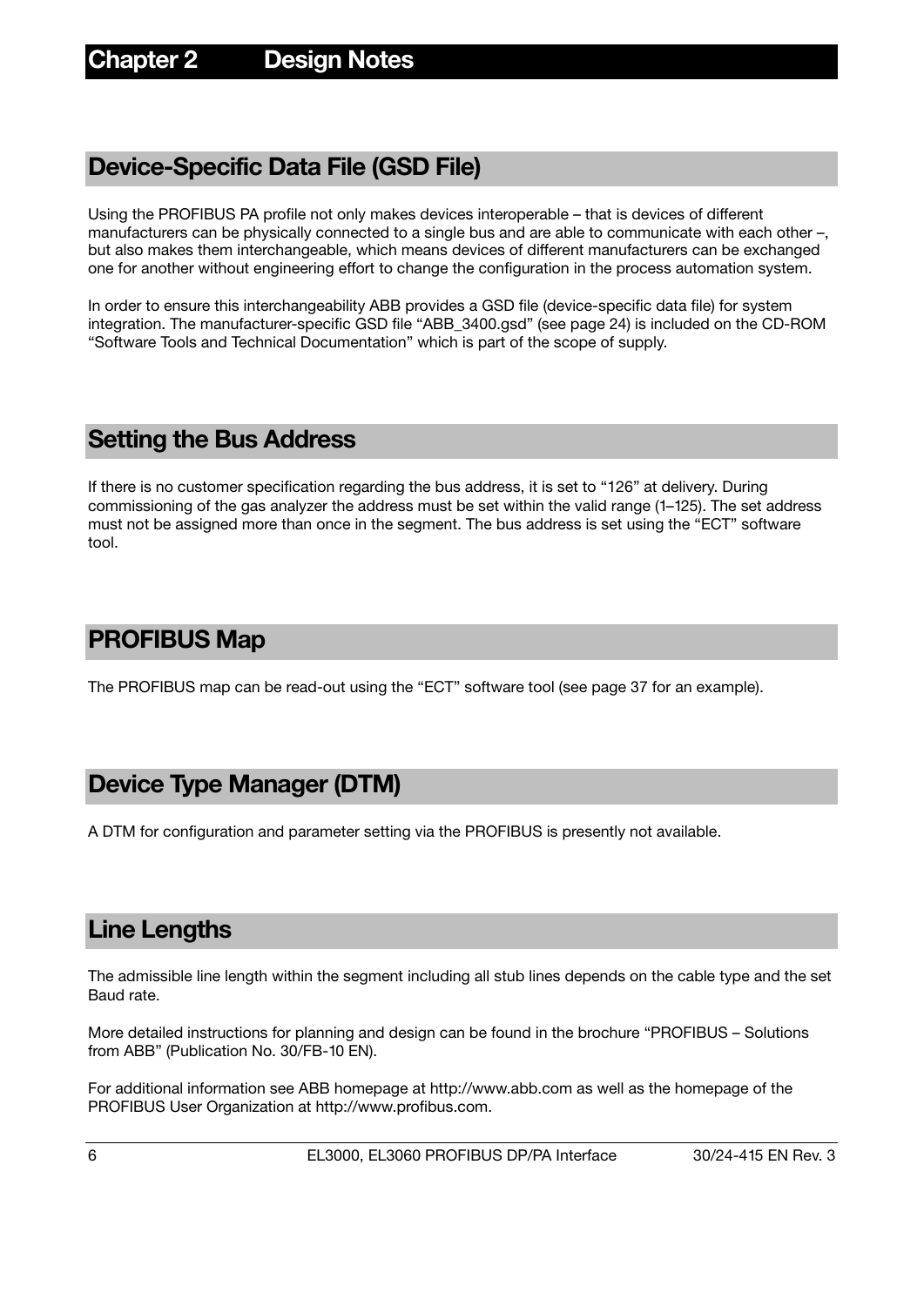# Chapter 2 Design Notes

## Device-Specific Data File (GSD File)

Using the PROFIBUS PA profile not only makes devices interoperable – that is devices of different manufacturers can be physically connected to a single bus and are able to communicate with each other –, but also makes them interchangeable, which means devices of different manufacturers can be exchanged one for another without engineering effort to change the configuration in the process automation system.

In order to ensure this interchangeability ABB provides a GSD file (device-specific data file) for system integration. The manufacturer-specific GSD file "ABB_3400.gsd" (see page 24) is included on the CD-ROM "Software Tools and Technical Documentation" which is part of the scope of supply.

## Setting the Bus Address

If there is no customer specification regarding the bus address, it is set to "126" at delivery. During commissioning of the gas analyzer the address must be set within the valid range (1–125). The set address must not be assigned more than once in the segment. The bus address is set using the "ECT" software tool.

## PROFIBUS Map

The PROFIBUS map can be read-out using the "ECT" software tool (see page 37 for an example).

## Device Type Manager (DTM)

A DTM for configuration and parameter setting via the PROFIBUS is presently not available.

## Line Lengths

The admissible line length within the segment including all stub lines depends on the cable type and the set Baud rate.

More detailed instructions for planning and design can be found in the brochure "PROFIBUS – Solutions from ABB" (Publication No. 30/FB-10 EN).

For additional information see ABB homepage at http://www.abb.com as well as the homepage of the PROFIBUS User Organization at http://www.profibus.com.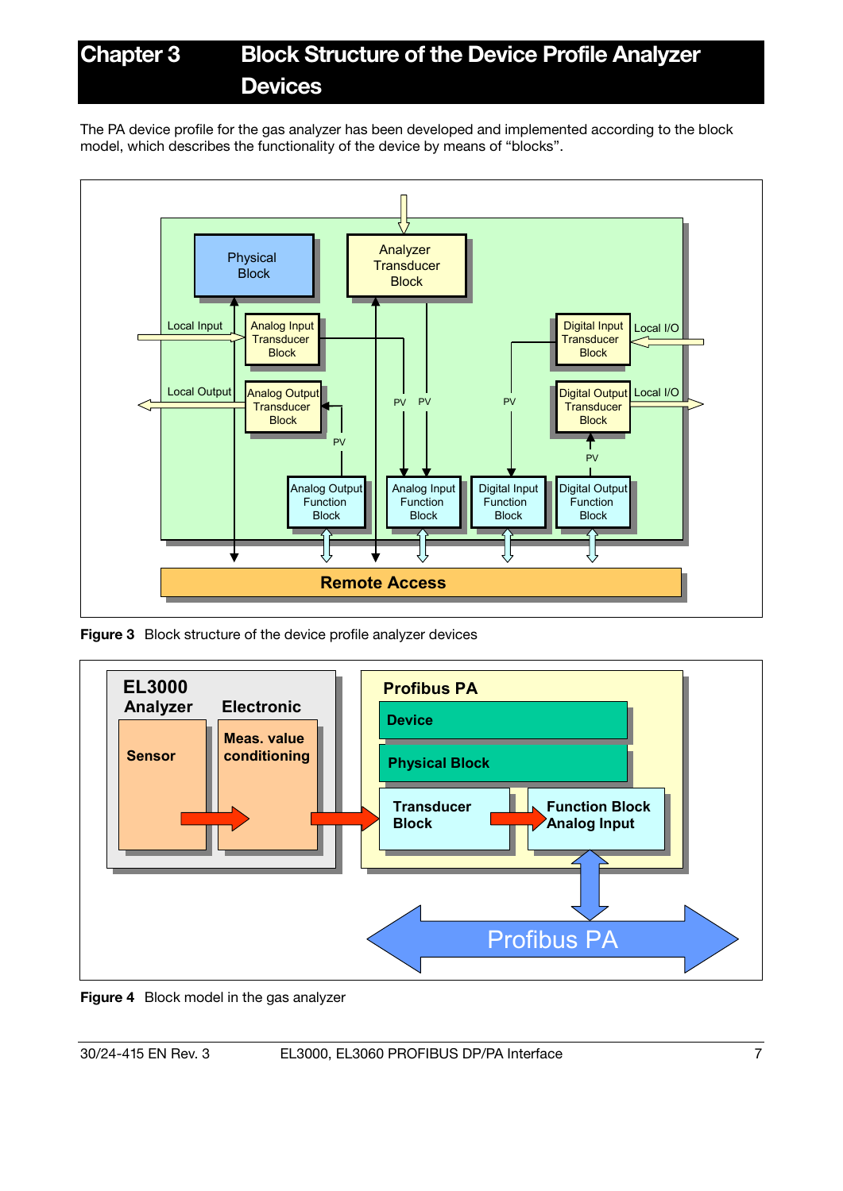# Chapter 3 Block Structure of the Device Profile Analyzer Devices

The PA device profile for the gas analyzer has been developed and implemented according to the block model, which describes the functionality of the device by means of "blocks".

**Figure 3** Block structure of the device profile analyzer devices

**Figure 4** Block model in the gas analyzer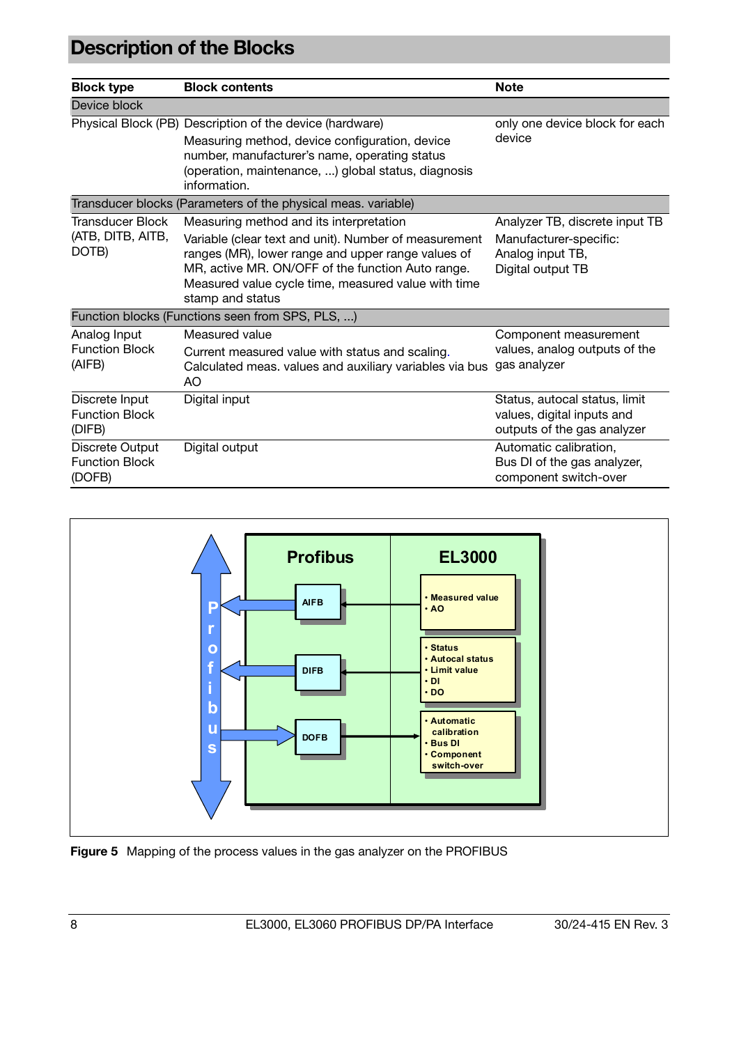# Description of the Blocks

| Block type | Block contents | Note |
|---|---|---|
| Device block | | |
| Physical Block (PB) | Description of the device (hardware)<br>Measuring method, device configuration, device number, manufacturer's name, operating status (operation, maintenance, ...) global status, diagnosis information. | only one device block for each device |
| Transducer blocks (Parameters of the physical meas. variable) | | |
| Transducer Block (ATB, DITB, AITB, DOTB) | Measuring method and its interpretation<br>Variable (clear text and unit). Number of measurement ranges (MR), lower range and upper range values of MR, active MR. ON/OFF of the function Auto range. Measured value cycle time, measured value with time stamp and status | Analyzer TB, discrete input TB<br>Manufacturer-specific:<br>Analog input TB,<br>Digital output TB |
| Function blocks (Functions seen from SPS, PLS, ...) | | |
| Analog Input Function Block (AIFB) | Measured value<br>Current measured value with status and scaling. Calculated meas. values and auxiliary variables via bus AO | Component measurement values, analog outputs of the gas analyzer |
| Discrete Input Function Block (DIFB) | Digital input | Status, autocal status, limit values, digital inputs and outputs of the gas analyzer |
| Discrete Output Function Block (DOFB) | Digital output | Automatic calibration, Bus DI of the gas analyzer, component switch-over |

**Figure 5** Mapping of the process values in the gas analyzer on the PROFIBUS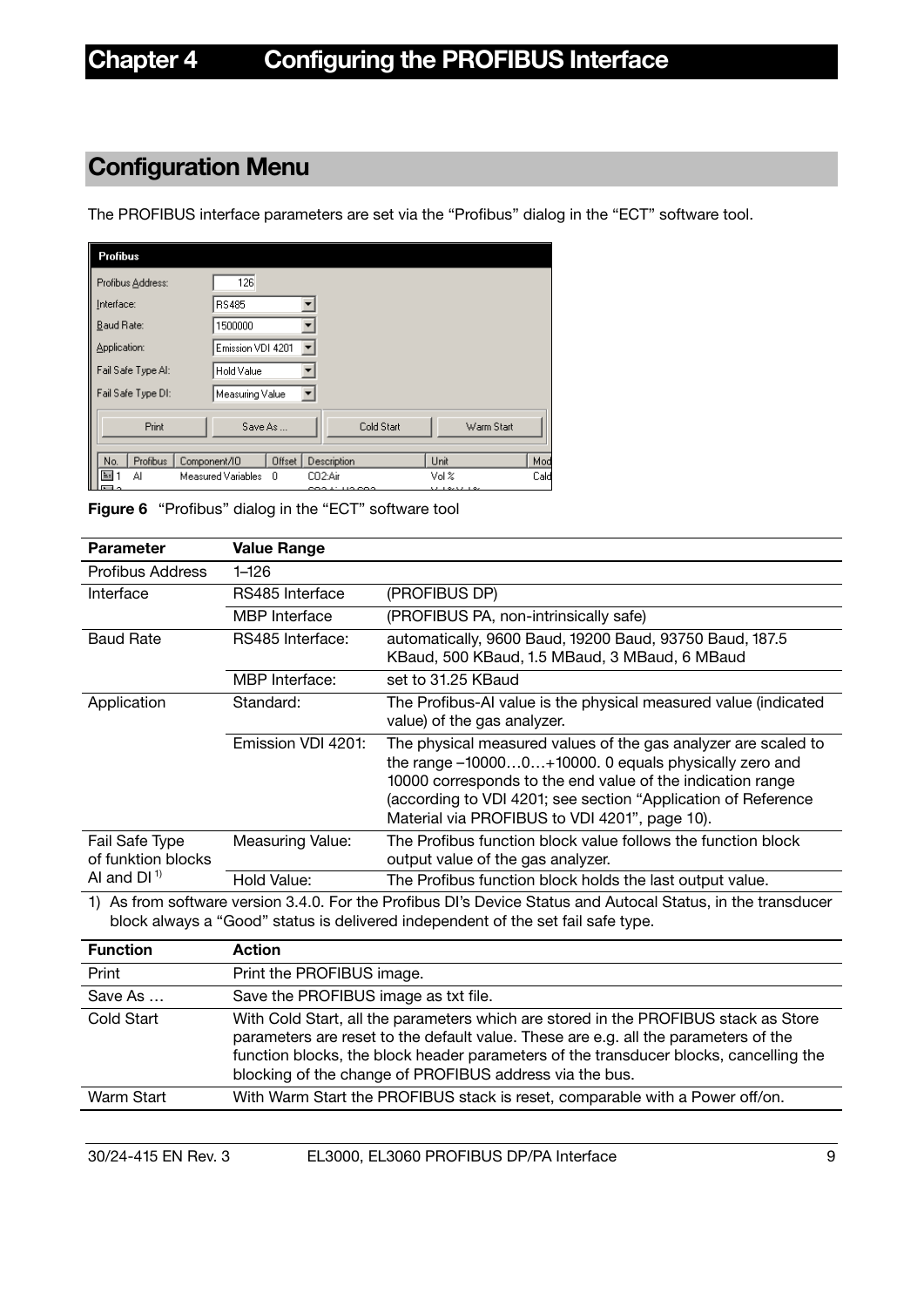# Chapter 4 Configuring the PROFIBUS Interface

## Configuration Menu

The PROFIBUS interface parameters are set via the “Profibus” dialog in the “ECT” software tool.

**Figure 6** “Profibus” dialog in the “ECT” software tool

| Parameter | Value Range | |
|---|---|---|
| Profibus Address | 1–126 | |
| Interface | RS485 Interface | (PROFIBUS DP) |
| | MBP Interface | (PROFIBUS PA, non-intrinsically safe) |
| Baud Rate | RS485 Interface: | automatically, 9600 Baud, 19200 Baud, 93750 Baud, 187.5 KBaud, 500 KBaud, 1.5 MBaud, 3 MBaud, 6 MBaud |
| | MBP Interface: | set to 31.25 KBaud |
| Application | Standard: | The Profibus-AI value is the physical measured value (indicated value) of the gas analyzer. |
| | Emission VDI 4201: | The physical measured values of the gas analyzer are scaled to the range –10000…0…+10000. 0 equals physically zero and 10000 corresponds to the end value of the indication range (according to VDI 4201; see section “Application of Reference Material via PROFIBUS to VDI 4201”, page 10). |
| Fail Safe Type of funktion blocks AI and DI [1] | Measuring Value: | The Profibus function block value follows the function block output value of the gas analyzer. |
| | Hold Value: | The Profibus function block holds the last output value. |

1) As from software version 3.4.0. For the Profibus DI’s Device Status and Autocal Status, in the transducer block always a “Good” status is delivered independent of the set fail safe type.

| Function | Action |
|---|---|
| Print | Print the PROFIBUS image. |
| Save As … | Save the PROFIBUS image as txt file. |
| Cold Start | With Cold Start, all the parameters which are stored in the PROFIBUS stack as Store parameters are reset to the default value. These are e.g. all the parameters of the function blocks, the block header parameters of the transducer blocks, cancelling the blocking of the change of PROFIBUS address via the bus. |
| Warm Start | With Warm Start the PROFIBUS stack is reset, comparable with a Power off/on. |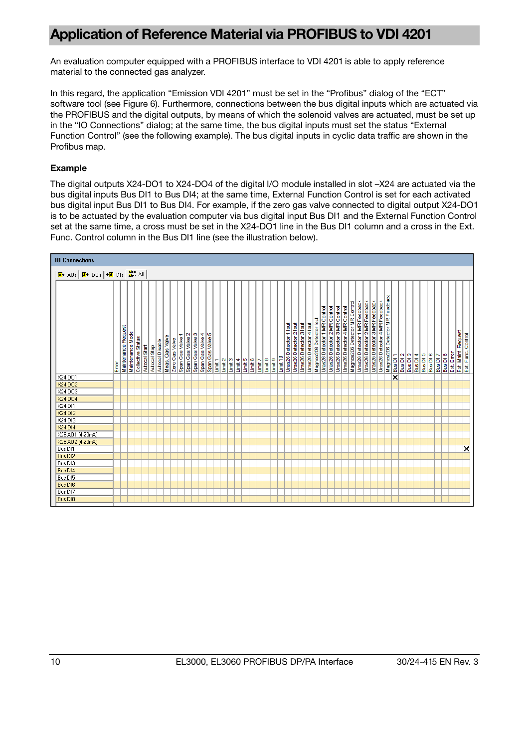# Application of Reference Material via PROFIBUS to VDI 4201

An evaluation computer equipped with a PROFIBUS interface to VDI 4201 is able to apply reference material to the connected gas analyzer.

In this regard, the application "Emission VDI 4201" must be set in the "Profibus" dialog of the "ECT" software tool (see Figure 6). Furthermore, connections between the bus digital inputs which are actuated via the PROFIBUS and the digital outputs, by means of which the solenoid valves are actuated, must be set up in the "IO Connections" dialog; at the same time, the bus digital inputs must set the status "External Function Control" (see the following example). The bus digital inputs in cyclic data traffic are shown in the Profibus map.

**Example**

The digital outputs X24-DO1 to X24-DO4 of the digital I/O module installed in slot –X24 are actuated via the bus digital inputs Bus DI1 to Bus DI4; at the same time, External Function Control is set for each activated bus digital input Bus DI1 to Bus DI4. For example, if the zero gas valve connected to digital output X24-DO1 is to be actuated by the evaluation computer via bus digital input Bus DI1 and the External Function Control set at the same time, a cross must be set in the X24-DO1 line in the Bus DI1 column and a cross in the Ext. Func. Control column in the Bus DI1 line (see the illustration below).

**IO Connections**

ADs | DOs | DIs | All

| | Error | Maintenance Request | Maintenance Mode | Collective Status | Autocal Start | Autocal Stop | Autocal Disable | Meas. Gas Valve | Zero Gas Valve | Span Gas Valve 1 | Span Gas Valve 2 | Span Gas Valve 3 | Span Gas Valve 4 | Span Gas Valve 5 | Limit 1 | Limit 2 | Limit 3 | Limit 4 | Limit 5 | Limit 6 | Limit 7 | Limit 8 | Limit 9 | Limit 10 | Uras26 Detector 1 Iout | Uras26 Detector 2 Iout | Uras26 Detector 3 Iout | Uras26 Detector 4 Iout | Magnos206 Detector Iout | Uras26 Detector 1 MR Control | Uras26 Detector 2 MR Control | Uras26 Detector 3 MR Control | Uras26 Detector 4 MR Control | Magnos206 Detector MR Control | Uras26 Detector 1 MR Feedback | Uras26 Detector 2 MR Feedback | Uras26 Detector 3 MR Feedback | Uras26 Detector 4 MR Feedback | Magnos206 Detector MR Feedback | Bus DI1 | Bus DI2 | Bus DI3 | Bus DI4 | Bus DI5 | Bus DI6 | Bus DI7 | Bus DI8 | Ext. Error | Ext. Maint. Request | Ext. Func. Control |
|---|---|---|---|---|---|---|---|---|---|---|---|---|---|---|---|---|---|---|---|---|---|---|---|---|---|---|---|---|---|---|---|---|---|---|---|---|---|---|---|---|---|---|---|---|---|---|---|---|---|---|
| X24-DO1 | | | | | | | | | | | | | | | | | | | | | | | | | | | | | | | | | | | | | | | | X | | | | | | | | | | |
| X24-DO2 | | | | | | | | | | | | | | | | | | | | | | | | | | | | | | | | | | | | | | | | | | | | | | | | | | |
| X24-DO3 | | | | | | | | | | | | | | | | | | | | | | | | | | | | | | | | | | | | | | | | | | | | | | | | | | |
| X24-DO4 | | | | | | | | | | | | | | | | | | | | | | | | | | | | | | | | | | | | | | | | | | | | | | | | | | |
| X24-DI1 | | | | | | | | | | | | | | | | | | | | | | | | | | | | | | | | | | | | | | | | | | | | | | | | | | |
| X24-DI2 | | | | | | | | | | | | | | | | | | | | | | | | | | | | | | | | | | | | | | | | | | | | | | | | | | |
| X24-DI3 | | | | | | | | | | | | | | | | | | | | | | | | | | | | | | | | | | | | | | | | | | | | | | | | | | |
| X24-DI4 | | | | | | | | | | | | | | | | | | | | | | | | | | | | | | | | | | | | | | | | | | | | | | | | | | |
| X26-AO1 (4-20mA) | | | | | | | | | | | | | | | | | | | | | | | | | | | | | | | | | | | | | | | | | | | | | | | | | | |
| X26-AO2 (4-20mA) | | | | | | | | | | | | | | | | | | | | | | | | | | | | | | | | | | | | | | | | | | | | | | | | | |
| Bus DI1 | | | | | | | | | | | | | | | | | | | | | | | | | | | | | | | | | | | | | | | | | | | | | | | | | | X |
| Bus DI2 | | | | | | | | | | | | | | | | | | | | | | | | | | | | | | | | | | | | | | | | | | | | | | | | | | |
| Bus DI3 | | | | | | | | | | | | | | | | | | | | | | | | | | | | | | | | | | | | | | | | | | | | | | | | | | |
| Bus DI4 | | | | | | | | | | | | | | | | | | | | | | | | | | | | | | | | | | | | | | | | | | | | | | | | | | |
| Bus DI5 | | | | | | | | | | | | | | | | | | | | | | | | | | | | | | | | | | | | | | | | | | | | | | | | | | |
| Bus DI6 | | | | | | | | | | | | | | | | | | | | | | | | | | | | | | | | | | | | | | | | | | | | | | | | | | |
| Bus DI7 | | | | | | | | | | | | | | | | | | | | | | | | | | | | | | | | | | | | | | | | | | | | | | | | | | |
| Bus DI8 | | | | | | | | | | | | | | | | | | | | | | | | | | | | | | | | | | | | | | | | | | | | | | | | | | |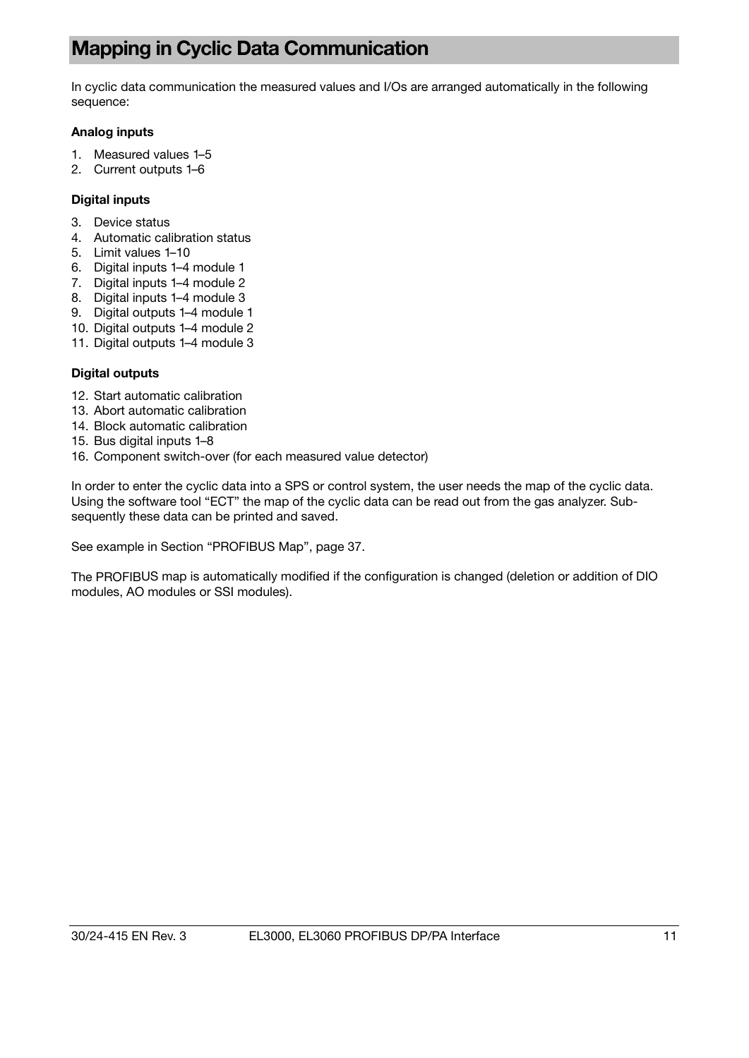# Mapping in Cyclic Data Communication

In cyclic data communication the measured values and I/Os are arranged automatically in the following sequence:

**Analog inputs**

1. Measured values 1–5
2. Current outputs 1–6

**Digital inputs**

3. Device status
4. Automatic calibration status
5. Limit values 1–10
6. Digital inputs 1–4 module 1
7. Digital inputs 1–4 module 2
8. Digital inputs 1–4 module 3
9. Digital outputs 1–4 module 1
10. Digital outputs 1–4 module 2
11. Digital outputs 1–4 module 3

**Digital outputs**

12. Start automatic calibration
13. Abort automatic calibration
14. Block automatic calibration
15. Bus digital inputs 1–8
16. Component switch-over (for each measured value detector)

In order to enter the cyclic data into a SPS or control system, the user needs the map of the cyclic data. Using the software tool "ECT" the map of the cyclic data can be read out from the gas analyzer. Subsequently these data can be printed and saved.

See example in Section "PROFIBUS Map", page 37.

The PROFIBUS map is automatically modified if the configuration is changed (deletion or addition of DIO modules, AO modules or SSI modules).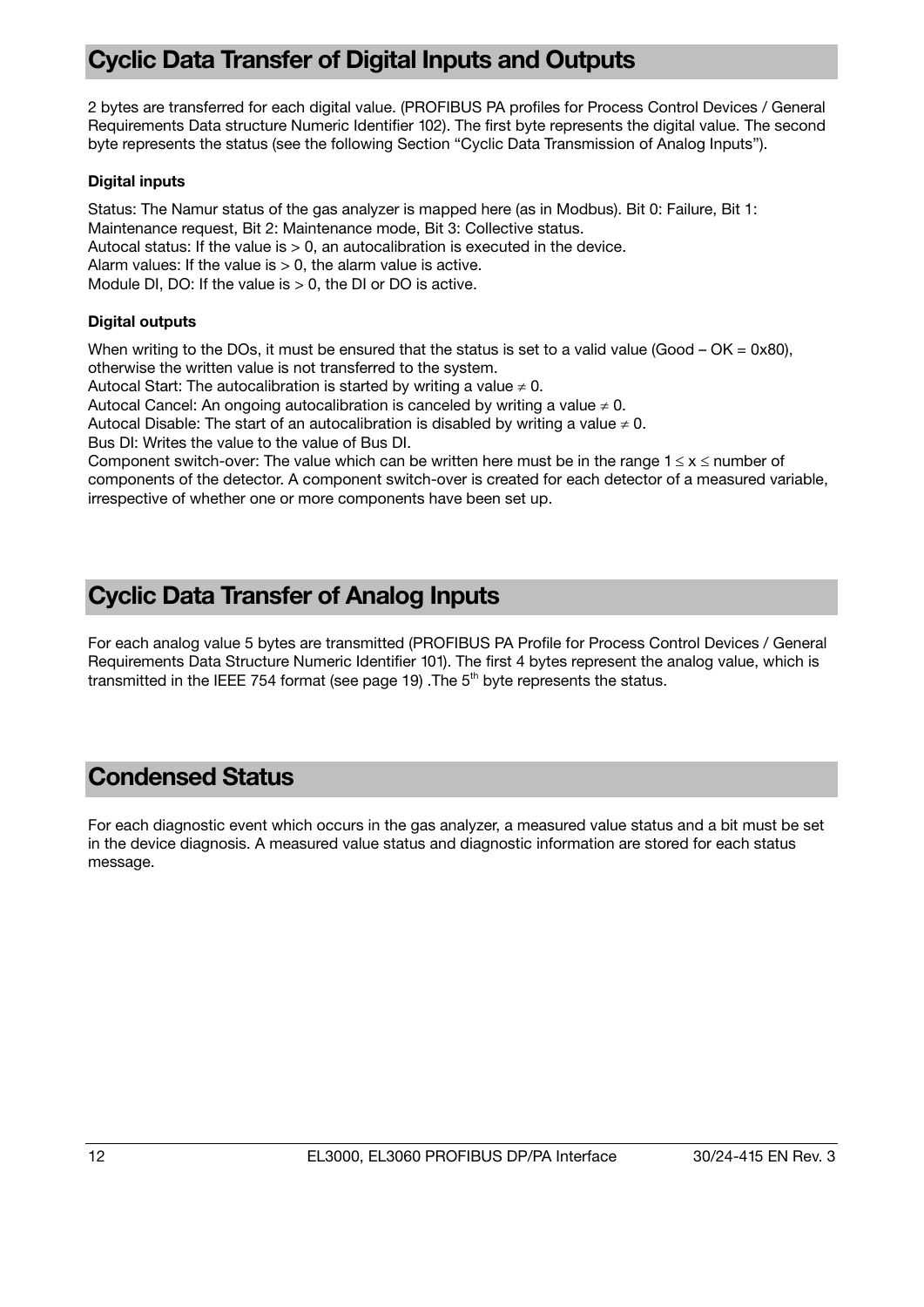## Cyclic Data Transfer of Digital Inputs and Outputs

2 bytes are transferred for each digital value. (PROFIBUS PA profiles for Process Control Devices / General Requirements Data structure Numeric Identifier 102). The first byte represents the digital value. The second byte represents the status (see the following Section "Cyclic Data Transmission of Analog Inputs").

**Digital inputs**

Status: The Namur status of the gas analyzer is mapped here (as in Modbus). Bit 0: Failure, Bit 1: Maintenance request, Bit 2: Maintenance mode, Bit 3: Collective status.
Autocal status: If the value is > 0, an autocalibration is executed in the device.
Alarm values: If the value is > 0, the alarm value is active.
Module DI, DO: If the value is > 0, the DI or DO is active.

**Digital outputs**

When writing to the DOs, it must be ensured that the status is set to a valid value (Good – OK = 0x80), otherwise the written value is not transferred to the system.
Autocal Start: The autocalibration is started by writing a value $\neq 0$.
Autocal Cancel: An ongoing autocalibration is canceled by writing a value $\neq 0$.
Autocal Disable: The start of an autocalibration is disabled by writing a value $\neq 0$.
Bus DI: Writes the value to the value of Bus DI.
Component switch-over: The value which can be written here must be in the range $1 \leq x \leq$ number of components of the detector. A component switch-over is created for each detector of a measured variable, irrespective of whether one or more components have been set up.

## Cyclic Data Transfer of Analog Inputs

For each analog value 5 bytes are transmitted (PROFIBUS PA Profile for Process Control Devices / General Requirements Data Structure Numeric Identifier 101). The first 4 bytes represent the analog value, which is transmitted in the IEEE 754 format (see page 19) .The 5th byte represents the status.

## Condensed Status

For each diagnostic event which occurs in the gas analyzer, a measured value status and a bit must be set in the device diagnosis. A measured value status and diagnostic information are stored for each status message.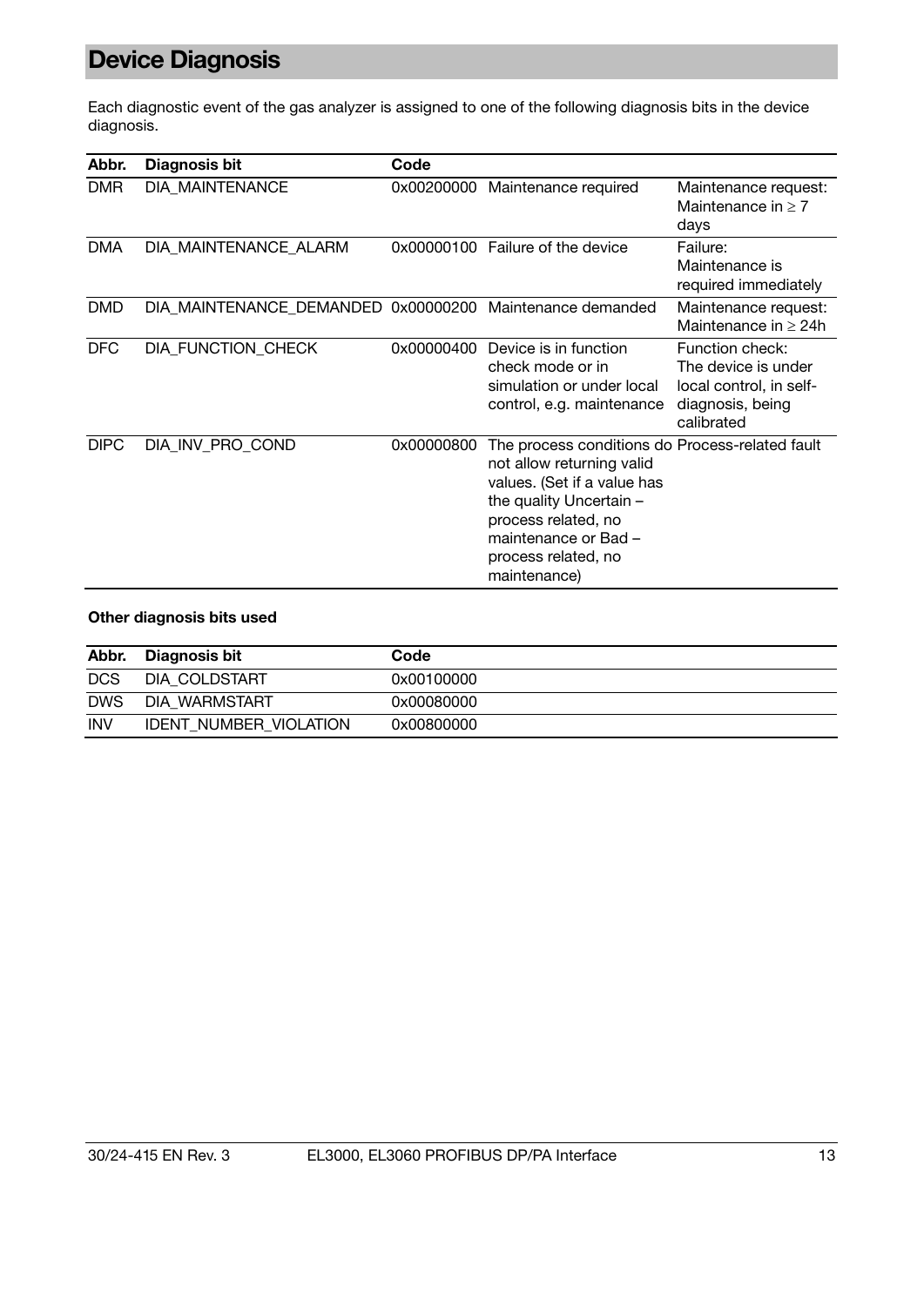# Device Diagnosis

Each diagnostic event of the gas analyzer is assigned to one of the following diagnosis bits in the device diagnosis.

| Abbr. | Diagnosis bit | Code | | |
|---|---|---|---|---|
| DMR | DIA_MAINTENANCE | 0x00200000 | Maintenance required | Maintenance request: Maintenance in ≥ 7 days |
| DMA | DIA_MAINTENANCE_ALARM | 0x00000100 | Failure of the device | Failure: Maintenance is required immediately |
| DMD | DIA_MAINTENANCE_DEMANDED | 0x00000200 | Maintenance demanded | Maintenance request: Maintenance in ≥ 24h |
| DFC | DIA_FUNCTION_CHECK | 0x00000400 | Device is in function check mode or in simulation or under local control, e.g. maintenance | Function check: The device is under local control, in self-diagnosis, being calibrated |
| DIPC | DIA_INV_PRO_COND | 0x00000800 | The process conditions do not allow returning valid values. (Set if a value has the quality Uncertain – process related, no maintenance or Bad – process related, no maintenance) | Process-related fault |

**Other diagnosis bits used**

| Abbr. | Diagnosis bit | Code |
|---|---|---|
| DCS | DIA_COLDSTART | 0x00100000 |
| DWS | DIA_WARMSTART | 0x00080000 |
| INV | IDENT_NUMBER_VIOLATION | 0x00800000 |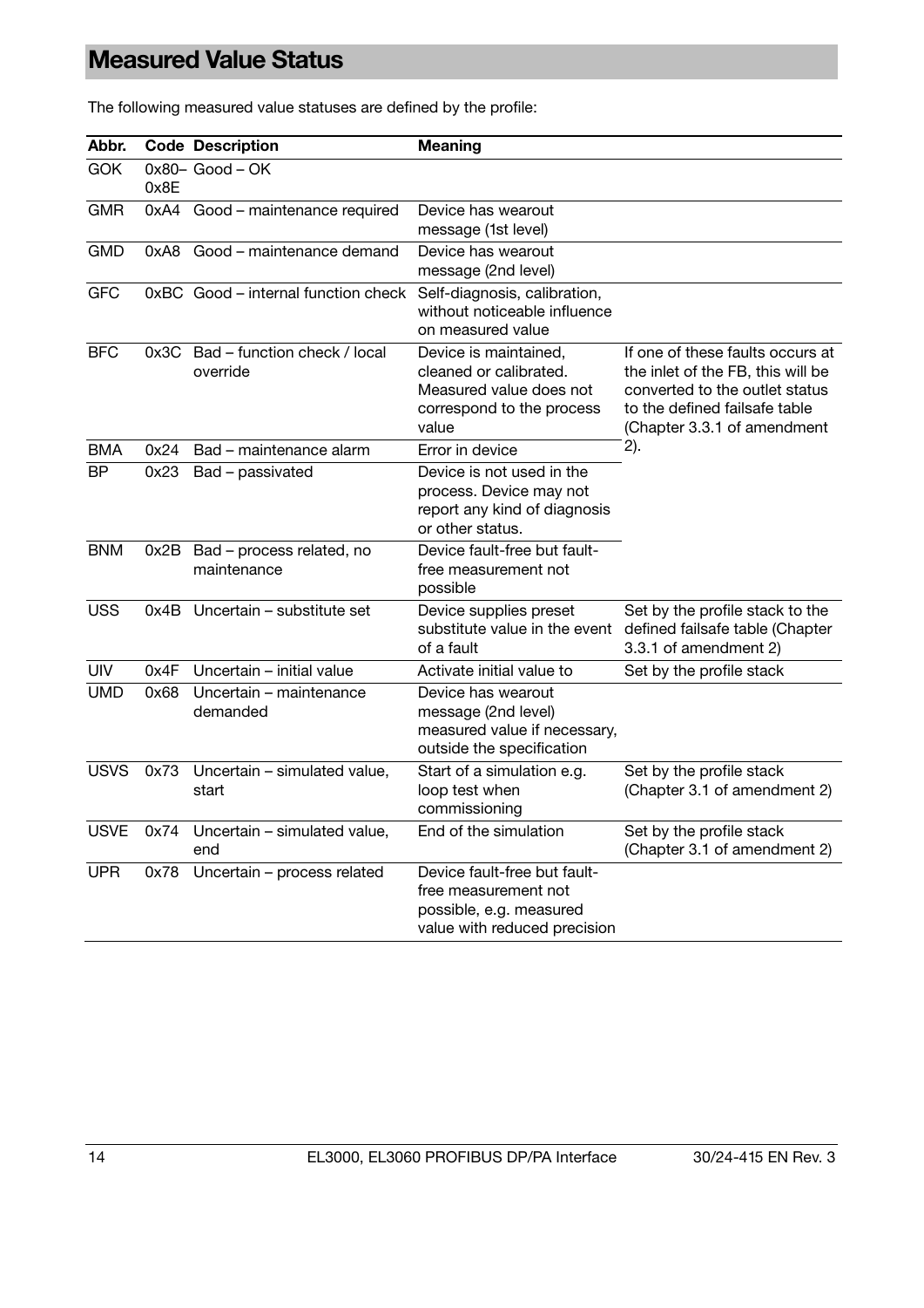# Measured Value Status

The following measured value statuses are defined by the profile:

| Abbr. | Code | Description | Meaning | |
|---|---|---|---|---|
| GOK | 0x80–0x8E | Good – OK | | |
| GMR | 0xA4 | Good – maintenance required | Device has wearout message (1st level) | |
| GMD | 0xA8 | Good – maintenance demand | Device has wearout message (2nd level) | |
| GFC | 0xBC | Good – internal function check | Self-diagnosis, calibration, without noticeable influence on measured value | |
| BFC | 0x3C | Bad – function check / local override | Device is maintained, cleaned or calibrated. Measured value does not correspond to the process value | If one of these faults occurs at the inlet of the FB, this will be converted to the outlet status to the defined failsafe table (Chapter 3.3.1 of amendment 2). |
| BMA | 0x24 | Bad – maintenance alarm | Error in device | |
| BP | 0x23 | Bad – passivated | Device is not used in the process. Device may not report any kind of diagnosis or other status. | |
| BNM | 0x2B | Bad – process related, no maintenance | Device fault-free but fault-free measurement not possible | |
| USS | 0x4B | Uncertain – substitute set | Device supplies preset substitute value in the event of a fault | Set by the profile stack to the defined failsafe table (Chapter 3.3.1 of amendment 2) |
| UIV | 0x4F | Uncertain – initial value | Activate initial value to | Set by the profile stack |
| UMD | 0x68 | Uncertain – maintenance demanded | Device has wearout message (2nd level) measured value if necessary, outside the specification | |
| USVS | 0x73 | Uncertain – simulated value, start | Start of a simulation e.g. loop test when commissioning | Set by the profile stack (Chapter 3.1 of amendment 2) |
| USVE | 0x74 | Uncertain – simulated value, end | End of the simulation | Set by the profile stack (Chapter 3.1 of amendment 2) |
| UPR | 0x78 | Uncertain – process related | Device fault-free but fault-free measurement not possible, e.g. measured value with reduced precision | |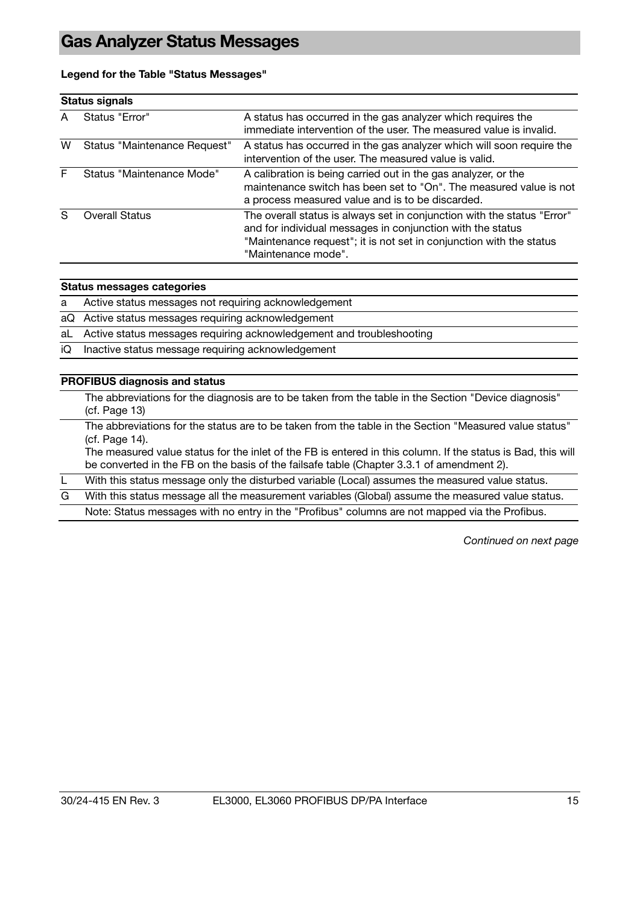# Gas Analyzer Status Messages

**Legend for the Table "Status Messages"**

| Status signals | | |
|---|---|---|
| A | Status "Error" | A status has occurred in the gas analyzer which requires the immediate intervention of the user. The measured value is invalid. |
| W | Status "Maintenance Request" | A status has occurred in the gas analyzer which will soon require the intervention of the user. The measured value is valid. |
| F | Status "Maintenance Mode" | A calibration is being carried out in the gas analyzer, or the maintenance switch has been set to "On". The measured value is not a process measured value and is to be discarded. |
| S | Overall Status | The overall status is always set in conjunction with the status "Error" and for individual messages in conjunction with the status "Maintenance request"; it is not set in conjunction with the status "Maintenance mode". |

| Status messages categories | |
|---|---|
| a | Active status messages not requiring acknowledgement |
| aQ | Active status messages requiring acknowledgement |
| aL | Active status messages requiring acknowledgement and troubleshooting |
| iQ | Inactive status message requiring acknowledgement |

| PROFIBUS diagnosis and status | |
|---|---|
| | The abbreviations for the diagnosis are to be taken from the table in the Section "Device diagnosis" (cf. Page 13) |
| | The abbreviations for the status are to be taken from the table in the Section "Measured value status" (cf. Page 14). The measured value status for the inlet of the FB is entered in this column. If the status is Bad, this will be converted in the FB on the basis of the failsafe table (Chapter 3.3.1 of amendment 2). |
| L | With this status message only the disturbed variable (Local) assumes the measured value status. |
| G | With this status message all the measurement variables (Global) assume the measured value status. |
| | Note: Status messages with no entry in the "Profibus" columns are not mapped via the Profibus. |

*Continued on next page*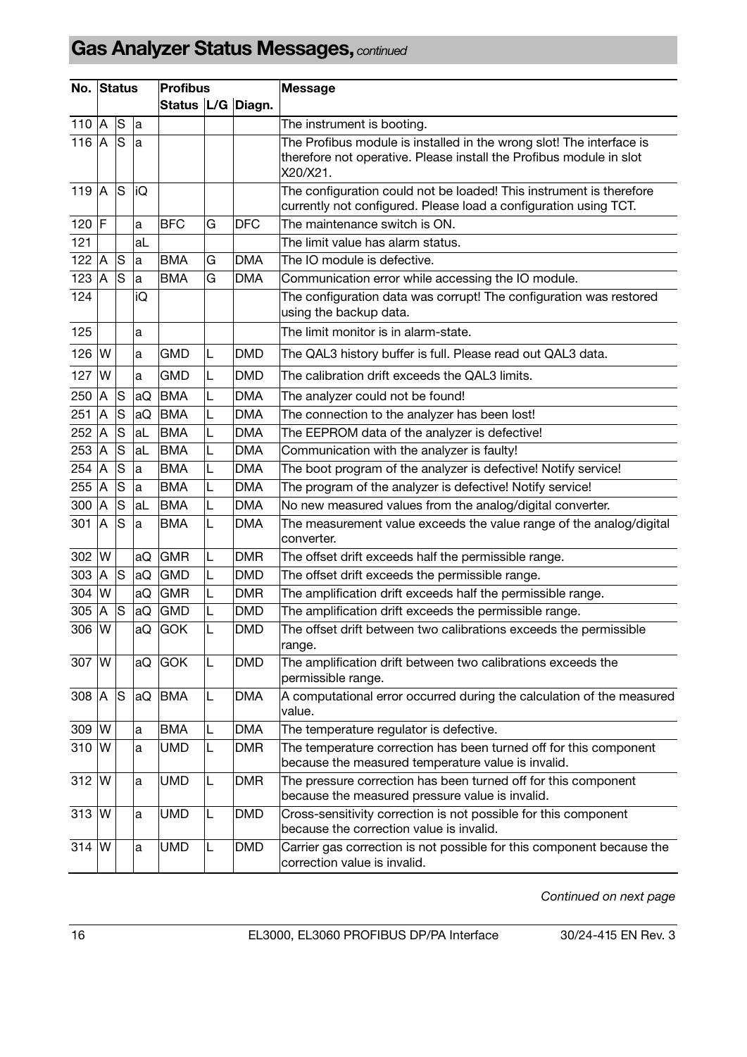## Gas Analyzer Status Messages, *continued*

| No. | Status | | | Profibus | | | Message |
|---|---|---|---|---|---|---|---|
| | | | | Status | L/G | Diagn. | |
| 110 | A | S | a | | | | The instrument is booting. |
| 116 | A | S | a | | | | The Profibus module is installed in the wrong slot! The interface is therefore not operative. Please install the Profibus module in slot X20/X21. |
| 119 | A | S | iQ | | | | The configuration could not be loaded! This instrument is therefore currently not configured. Please load a configuration using TCT. |
| 120 | F | | a | BFC | G | DFC | The maintenance switch is ON. |
| 121 | | | aL | | | | The limit value has alarm status. |
| 122 | A | S | a | BMA | G | DMA | The IO module is defective. |
| 123 | A | S | a | BMA | G | DMA | Communication error while accessing the IO module. |
| 124 | | | iQ | | | | The configuration data was corrupt! The configuration was restored using the backup data. |
| 125 | | | a | | | | The limit monitor is in alarm-state. |
| 126 | W | | a | GMD | L | DMD | The QAL3 history buffer is full. Please read out QAL3 data. |
| 127 | W | | a | GMD | L | DMD | The calibration drift exceeds the QAL3 limits. |
| 250 | A | S | aQ | BMA | L | DMA | The analyzer could not be found! |
| 251 | A | S | aQ | BMA | L | DMA | The connection to the analyzer has been lost! |
| 252 | A | S | aL | BMA | L | DMA | The EEPROM data of the analyzer is defective! |
| 253 | A | S | aL | BMA | L | DMA | Communication with the analyzer is faulty! |
| 254 | A | S | a | BMA | L | DMA | The boot program of the analyzer is defective! Notify service! |
| 255 | A | S | a | BMA | L | DMA | The program of the analyzer is defective! Notify service! |
| 300 | A | S | aL | BMA | L | DMA | No new measured values from the analog/digital converter. |
| 301 | A | S | a | BMA | L | DMA | The measurement value exceeds the value range of the analog/digital converter. |
| 302 | W | | aQ | GMR | L | DMR | The offset drift exceeds half the permissible range. |
| 303 | A | S | aQ | GMD | L | DMD | The offset drift exceeds the permissible range. |
| 304 | W | | aQ | GMR | L | DMR | The amplification drift exceeds half the permissible range. |
| 305 | A | S | aQ | GMD | L | DMD | The amplification drift exceeds the permissible range. |
| 306 | W | | aQ | GOK | L | DMD | The offset drift between two calibrations exceeds the permissible range. |
| 307 | W | | aQ | GOK | L | DMD | The amplification drift between two calibrations exceeds the permissible range. |
| 308 | A | S | aQ | BMA | L | DMA | A computational error occurred during the calculation of the measured value. |
| 309 | W | | a | BMA | L | DMA | The temperature regulator is defective. |
| 310 | W | | a | UMD | L | DMR | The temperature correction has been turned off for this component because the measured temperature value is invalid. |
| 312 | W | | a | UMD | L | DMR | The pressure correction has been turned off for this component because the measured pressure value is invalid. |
| 313 | W | | a | UMD | L | DMD | Cross-sensitivity correction is not possible for this component because the correction value is invalid. |
| 314 | W | | a | UMD | L | DMD | Carrier gas correction is not possible for this component because the correction value is invalid. |

*Continued on next page*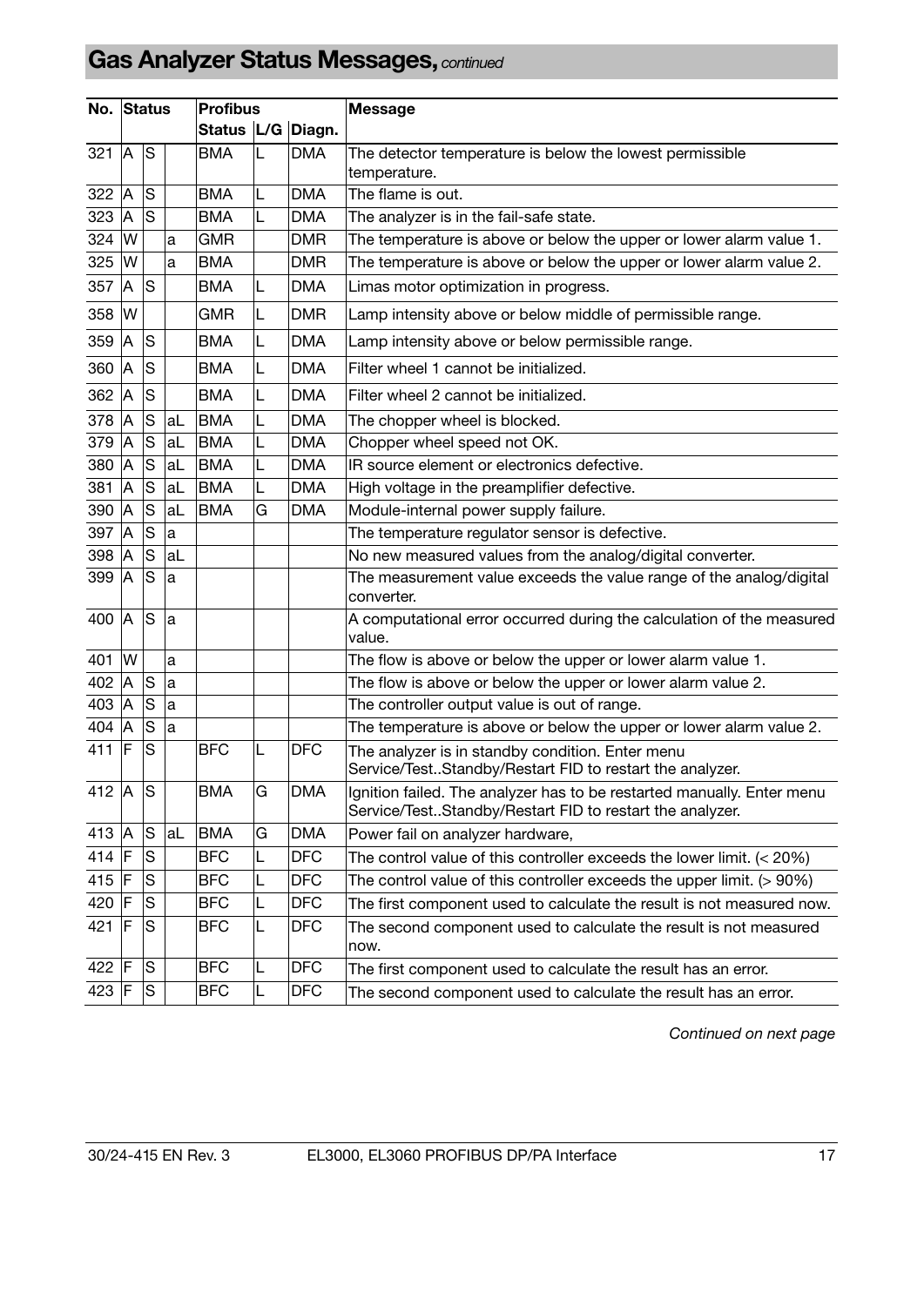# Gas Analyzer Status Messages, *continued*

| No. | Status | | | Profibus | | | Message |
|---|---|---|---|---|---|---|---|
| | | | | Status | L/G | Diagn. | |
| 321 | A | S | | BMA | L | DMA | The detector temperature is below the lowest permissible temperature. |
| 322 | A | S | | BMA | L | DMA | The flame is out. |
| 323 | A | S | | BMA | L | DMA | The analyzer is in the fail-safe state. |
| 324 | W | | a | GMR | | DMR | The temperature is above or below the upper or lower alarm value 1. |
| 325 | W | | a | BMA | | DMR | The temperature is above or below the upper or lower alarm value 2. |
| 357 | A | S | | BMA | L | DMA | Limas motor optimization in progress. |
| 358 | W | | | GMR | L | DMR | Lamp intensity above or below middle of permissible range. |
| 359 | A | S | | BMA | L | DMA | Lamp intensity above or below permissible range. |
| 360 | A | S | | BMA | L | DMA | Filter wheel 1 cannot be initialized. |
| 362 | A | S | | BMA | L | DMA | Filter wheel 2 cannot be initialized. |
| 378 | A | S | aL | BMA | L | DMA | The chopper wheel is blocked. |
| 379 | A | S | aL | BMA | L | DMA | Chopper wheel speed not OK. |
| 380 | A | S | aL | BMA | L | DMA | IR source element or electronics defective. |
| 381 | A | S | aL | BMA | L | DMA | High voltage in the preamplifier defective. |
| 390 | A | S | aL | BMA | G | DMA | Module-internal power supply failure. |
| 397 | A | S | a | | | | The temperature regulator sensor is defective. |
| 398 | A | S | aL | | | | No new measured values from the analog/digital converter. |
| 399 | A | S | a | | | | The measurement value exceeds the value range of the analog/digital converter. |
| 400 | A | S | a | | | | A computational error occurred during the calculation of the measured value. |
| 401 | W | | a | | | | The flow is above or below the upper or lower alarm value 1. |
| 402 | A | S | a | | | | The flow is above or below the upper or lower alarm value 2. |
| 403 | A | S | a | | | | The controller output value is out of range. |
| 404 | A | S | a | | | | The temperature is above or below the upper or lower alarm value 2. |
| 411 | F | S | | BFC | L | DFC | The analyzer is in standby condition. Enter menu Service/Test..Standby/Restart FID to restart the analyzer. |
| 412 | A | S | | BMA | G | DMA | Ignition failed. The analyzer has to be restarted manually. Enter menu Service/Test..Standby/Restart FID to restart the analyzer. |
| 413 | A | S | aL | BMA | G | DMA | Power fail on analyzer hardware, |
| 414 | F | S | | BFC | L | DFC | The control value of this controller exceeds the lower limit. (< 20%) |
| 415 | F | S | | BFC | L | DFC | The control value of this controller exceeds the upper limit. (> 90%) |
| 420 | F | S | | BFC | L | DFC | The first component used to calculate the result is not measured now. |
| 421 | F | S | | BFC | L | DFC | The second component used to calculate the result is not measured now. |
| 422 | F | S | | BFC | L | DFC | The first component used to calculate the result has an error. |
| 423 | F | S | | BFC | L | DFC | The second component used to calculate the result has an error. |

*Continued on next page*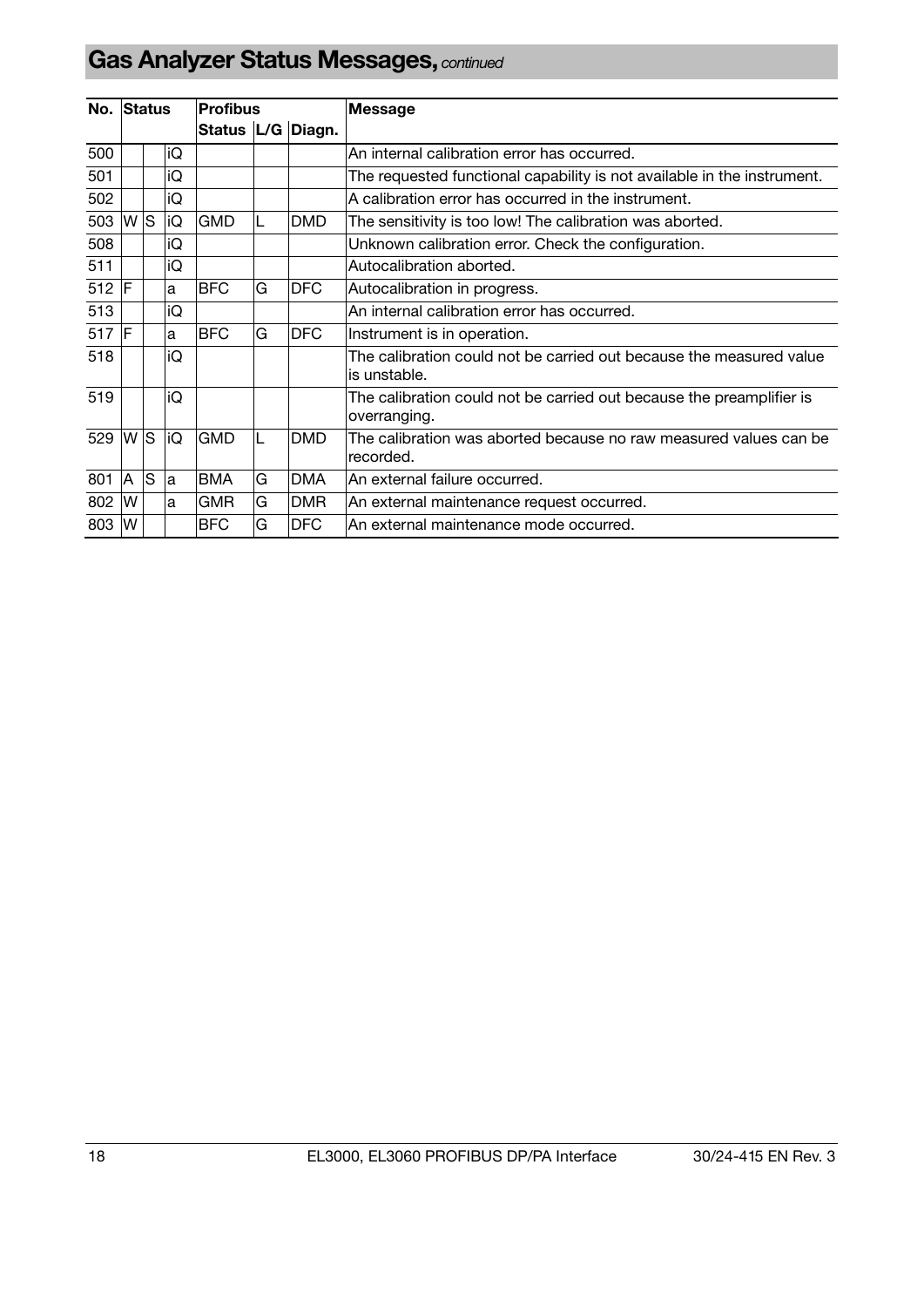# Gas Analyzer Status Messages, *continued*

| No. | Status | | | Profibus | | | Message |
|---|---|---|---|---|---|---|---|
| | | | | Status | L/G | Diagn. | |
| 500 | | | iQ | | | | An internal calibration error has occurred. |
| 501 | | | iQ | | | | The requested functional capability is not available in the instrument. |
| 502 | | | iQ | | | | A calibration error has occurred in the instrument. |
| 503 | W | S | iQ | GMD | L | DMD | The sensitivity is too low! The calibration was aborted. |
| 508 | | | iQ | | | | Unknown calibration error. Check the configuration. |
| 511 | | | iQ | | | | Autocalibration aborted. |
| 512 | F | | a | BFC | G | DFC | Autocalibration in progress. |
| 513 | | | iQ | | | | An internal calibration error has occurred. |
| 517 | F | | a | BFC | G | DFC | Instrument is in operation. |
| 518 | | | iQ | | | | The calibration could not be carried out because the measured value is unstable. |
| 519 | | | iQ | | | | The calibration could not be carried out because the preamplifier is overranging. |
| 529 | W | S | iQ | GMD | L | DMD | The calibration was aborted because no raw measured values can be recorded. |
| 801 | A | S | a | BMA | G | DMA | An external failure occurred. |
| 802 | W | | a | GMR | G | DMR | An external maintenance request occurred. |
| 803 | W | | | BFC | G | DFC | An external maintenance mode occurred. |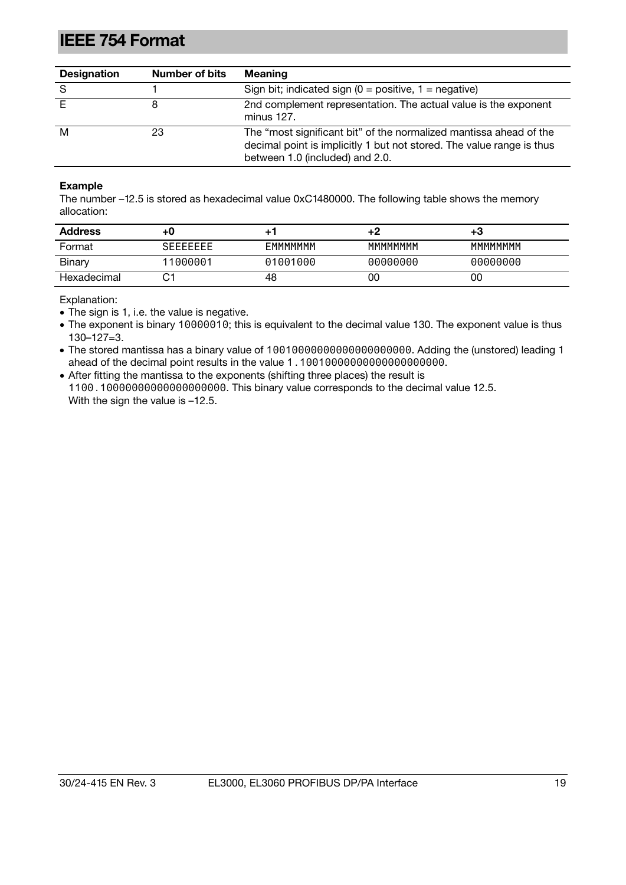# IEEE 754 Format

| Designation | Number of bits | Meaning |
|---|---|---|
| S | 1 | Sign bit; indicated sign (0 = positive, 1 = negative) |
| E | 8 | 2nd complement representation. The actual value is the exponent minus 127. |
| M | 23 | The "most significant bit" of the normalized mantissa ahead of the decimal point is implicitly 1 but not stored. The value range is thus between 1.0 (included) and 2.0. |

**Example**

The number –12.5 is stored as hexadecimal value 0xC1480000. The following table shows the memory allocation:

| Address | +0 | +1 | +2 | +3 |
|---|---|---|---|---|
| Format | SEEEEEEE | EMMMMMMM | MMMMMMMM | MMMMMMMM |
| Binary | 11000001 | 01001000 | 00000000 | 00000000 |
| Hexadecimal | C1 | 48 | 00 | 00 |

Explanation:

- The sign is 1, i.e. the value is negative.
- The exponent is binary 10000010; this is equivalent to the decimal value 130. The exponent value is thus 130–127=3.
- The stored mantissa has a binary value of 10010000000000000000000. Adding the (unstored) leading 1 ahead of the decimal point results in the value 1.10010000000000000000000.
- After fitting the mantissa to the exponents (shifting three places) the result is 1100.10000000000000000000. This binary value corresponds to the decimal value 12.5. With the sign the value is –12.5.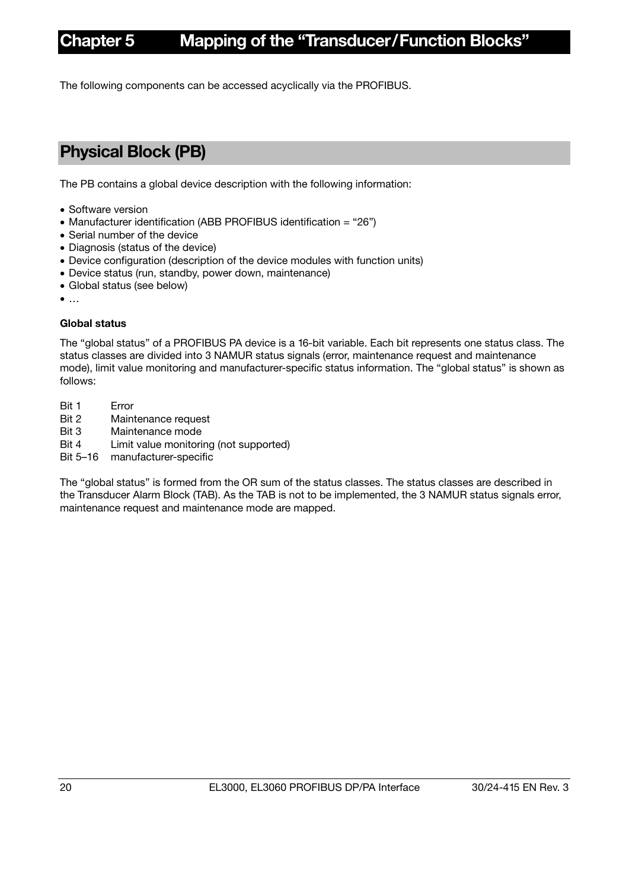# Chapter 5 Mapping of the “Transducer/Function Blocks”

The following components can be accessed acyclically via the PROFIBUS.

## Physical Block (PB)

The PB contains a global device description with the following information:

- Software version
- Manufacturer identification (ABB PROFIBUS identification = “26”)
- Serial number of the device
- Diagnosis (status of the device)
- Device configuration (description of the device modules with function units)
- Device status (run, standby, power down, maintenance)
- Global status (see below)
- …

**Global status**

The “global status” of a PROFIBUS PA device is a 16-bit variable. Each bit represents one status class. The status classes are divided into 3 NAMUR status signals (error, maintenance request and maintenance mode), limit value monitoring and manufacturer-specific status information. The “global status” is shown as follows:

| | |
|---|---|
| Bit 1 | Error |
| Bit 2 | Maintenance request |
| Bit 3 | Maintenance mode |
| Bit 4 | Limit value monitoring (not supported) |
| Bit 5–16 | manufacturer-specific |

The “global status” is formed from the OR sum of the status classes. The status classes are described in the Transducer Alarm Block (TAB). As the TAB is not to be implemented, the 3 NAMUR status signals error, maintenance request and maintenance mode are mapped.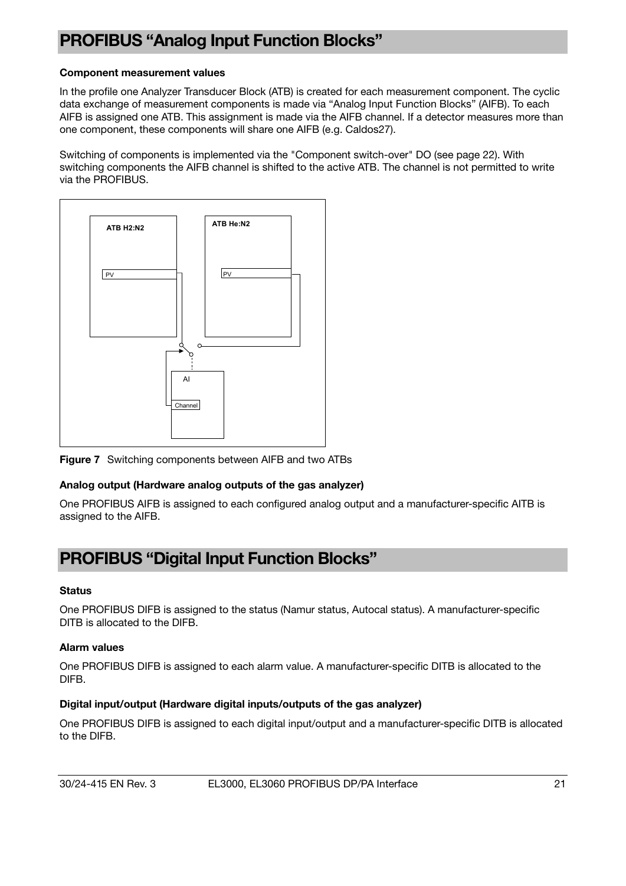# PROFIBUS “Analog Input Function Blocks”

**Component measurement values**

In the profile one Analyzer Transducer Block (ATB) is created for each measurement component. The cyclic data exchange of measurement components is made via “Analog Input Function Blocks” (AIFB). To each AIFB is assigned one ATB. This assignment is made via the AIFB channel. If a detector measures more than one component, these components will share one AIFB (e.g. Caldos27).

Switching of components is implemented via the "Component switch-over" DO (see page 22). With switching components the AIFB channel is shifted to the active ATB. The channel is not permitted to write via the PROFIBUS.

**Figure 7** Switching components between AIFB and two ATBs

**Analog output (Hardware analog outputs of the gas analyzer)**

One PROFIBUS AIFB is assigned to each configured analog output and a manufacturer-specific AITB is assigned to the AIFB.

# PROFIBUS “Digital Input Function Blocks”

**Status**

One PROFIBUS DIFB is assigned to the status (Namur status, Autocal status). A manufacturer-specific DITB is allocated to the DIFB.

**Alarm values**

One PROFIBUS DIFB is assigned to each alarm value. A manufacturer-specific DITB is allocated to the DIFB.

**Digital input/output (Hardware digital inputs/outputs of the gas analyzer)**

One PROFIBUS DIFB is assigned to each digital input/output and a manufacturer-specific DITB is allocated to the DIFB.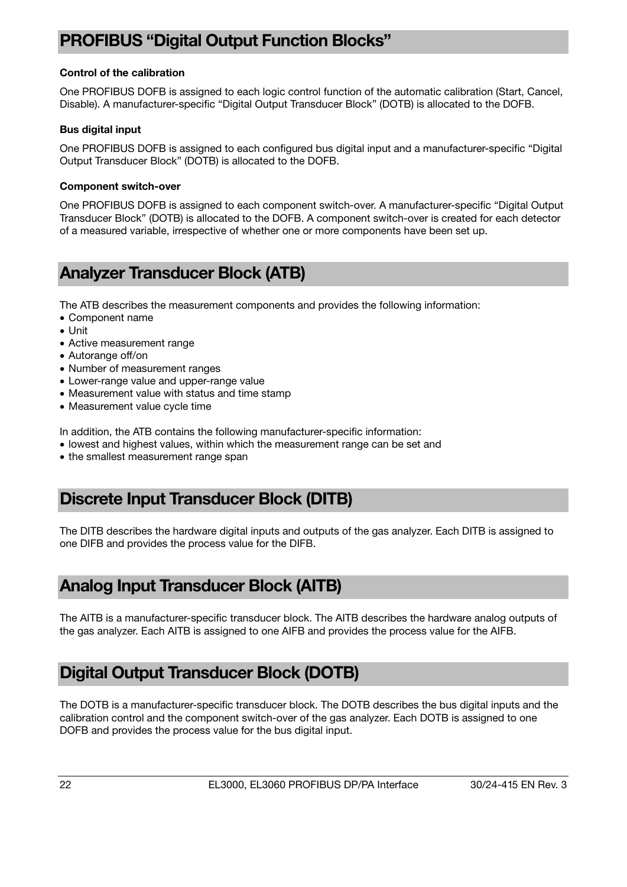## PROFIBUS "Digital Output Function Blocks"

**Control of the calibration**

One PROFIBUS DOFB is assigned to each logic control function of the automatic calibration (Start, Cancel, Disable). A manufacturer-specific "Digital Output Transducer Block" (DOTB) is allocated to the DOFB.

**Bus digital input**

One PROFIBUS DOFB is assigned to each configured bus digital input and a manufacturer-specific "Digital Output Transducer Block" (DOTB) is allocated to the DOFB.

**Component switch-over**

One PROFIBUS DOFB is assigned to each component switch-over. A manufacturer-specific "Digital Output Transducer Block" (DOTB) is allocated to the DOFB. A component switch-over is created for each detector of a measured variable, irrespective of whether one or more components have been set up.

## Analyzer Transducer Block (ATB)

The ATB describes the measurement components and provides the following information:

- Component name
- Unit
- Active measurement range
- Autorange off/on
- Number of measurement ranges
- Lower-range value and upper-range value
- Measurement value with status and time stamp
- Measurement value cycle time

In addition, the ATB contains the following manufacturer-specific information:

- lowest and highest values, within which the measurement range can be set and
- the smallest measurement range span

## Discrete Input Transducer Block (DITB)

The DITB describes the hardware digital inputs and outputs of the gas analyzer. Each DITB is assigned to one DIFB and provides the process value for the DIFB.

## Analog Input Transducer Block (AITB)

The AITB is a manufacturer-specific transducer block. The AITB describes the hardware analog outputs of the gas analyzer. Each AITB is assigned to one AIFB and provides the process value for the AIFB.

## Digital Output Transducer Block (DOTB)

The DOTB is a manufacturer-specific transducer block. The DOTB describes the bus digital inputs and the calibration control and the component switch-over of the gas analyzer. Each DOTB is assigned to one DOFB and provides the process value for the bus digital input.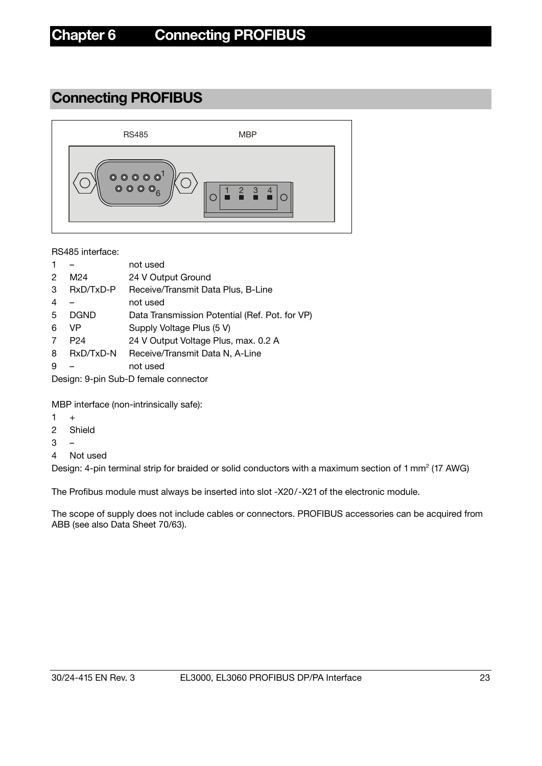# Chapter 6 Connecting PROFIBUS

## Connecting PROFIBUS

RS485 interface:

| | | |
|---|---|---|
| 1 | – | not used |
| 2 | M24 | 24 V Output Ground |
| 3 | RxD/TxD-P | Receive/Transmit Data Plus, B-Line |
| 4 | – | not used |
| 5 | DGND | Data Transmission Potential (Ref. Pot. for VP) |
| 6 | VP | Supply Voltage Plus (5 V) |
| 7 | P24 | 24 V Output Voltage Plus, max. 0.2 A |
| 8 | RxD/TxD-N | Receive/Transmit Data N, A-Line |
| 9 | – | not used |

Design: 9-pin Sub-D female connector

MBP interface (non-intrinsically safe):

1 +
2 Shield
3 –
4 Not used

Design: 4-pin terminal strip for braided or solid conductors with a maximum section of 1 $mm^2$ (17 AWG)

The Profibus module must always be inserted into slot -X20/-X21 of the electronic module.

The scope of supply does not include cables or connectors. PROFIBUS accessories can be acquired from ABB (see also Data Sheet 70/63).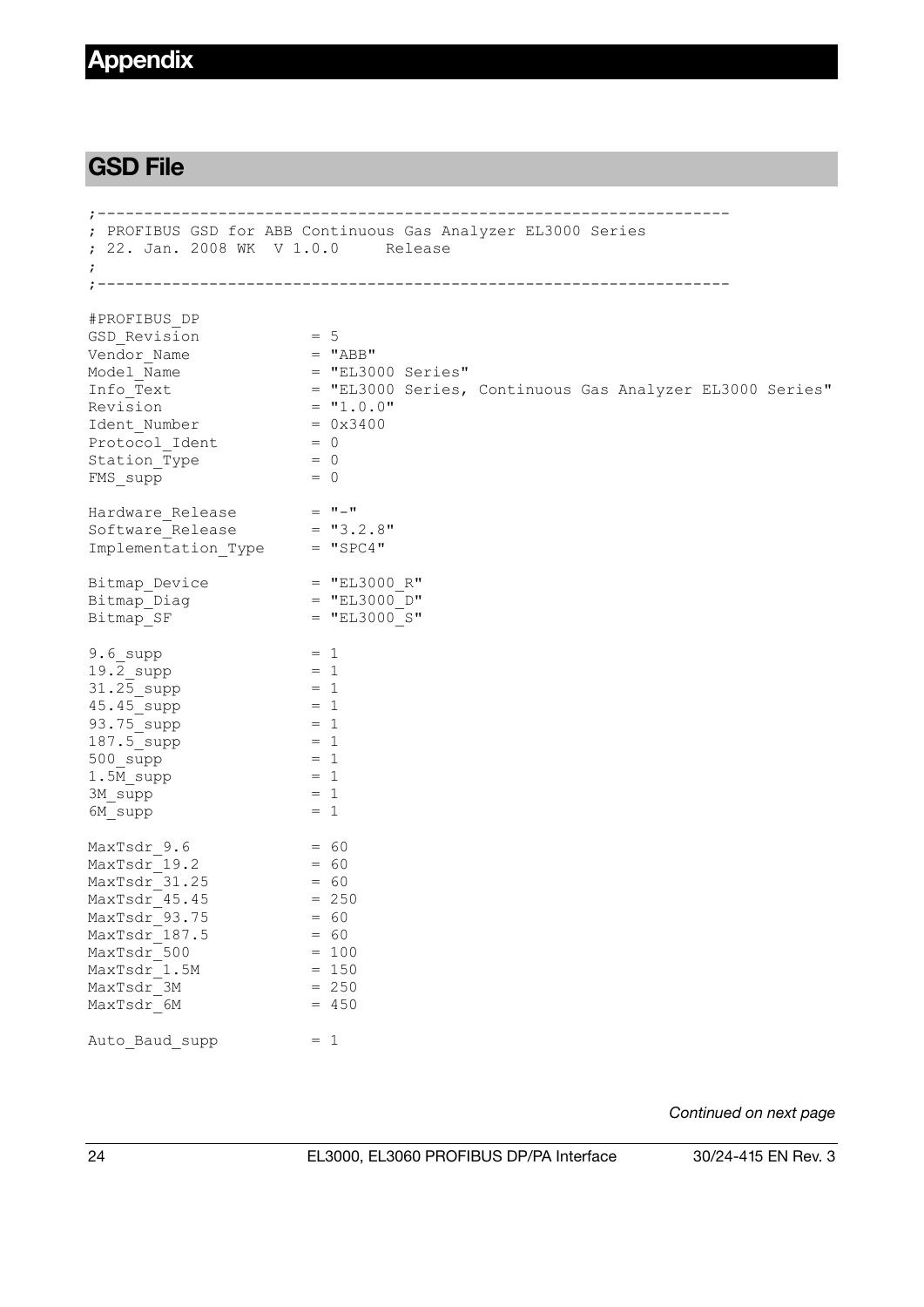# Appendix

## GSD File

```
;-------------------------------------------------------------------
; PROFIBUS GSD for ABB Continuous Gas Analyzer EL3000 Series
; 22. Jan. 2008 WK  V 1.0.0     Release
;
;-------------------------------------------------------------------

#PROFIBUS_DP
GSD_Revision            = 5
Vendor_Name             = "ABB"
Model_Name              = "EL3000 Series"
Info_Text               = "EL3000 Series, Continuous Gas Analyzer EL3000 Series"
Revision                = "1.0.0"
Ident_Number            = 0x3400
Protocol_Ident          = 0
Station_Type            = 0
FMS_supp                = 0

Hardware_Release        = "-"
Software_Release        = "3.2.8"
Implementation_Type     = "SPC4"

Bitmap_Device           = "EL3000_R"
Bitmap_Diag             = "EL3000_D"
Bitmap_SF               = "EL3000_S"

9.6_supp                = 1
19.2_supp               = 1
31.25_supp              = 1
45.45_supp              = 1
93.75_supp              = 1
187.5_supp              = 1
500_supp                = 1
1.5M_supp               = 1
3M_supp                 = 1
6M_supp                 = 1

MaxTsdr_9.6             = 60
MaxTsdr_19.2            = 60
MaxTsdr_31.25           = 60
MaxTsdr_45.45           = 250
MaxTsdr_93.75           = 60
MaxTsdr_187.5           = 60
MaxTsdr_500             = 100
MaxTsdr_1.5M            = 150
MaxTsdr_3M              = 250
MaxTsdr_6M              = 450

Auto_Baud_supp          = 1
```

*Continued on next page*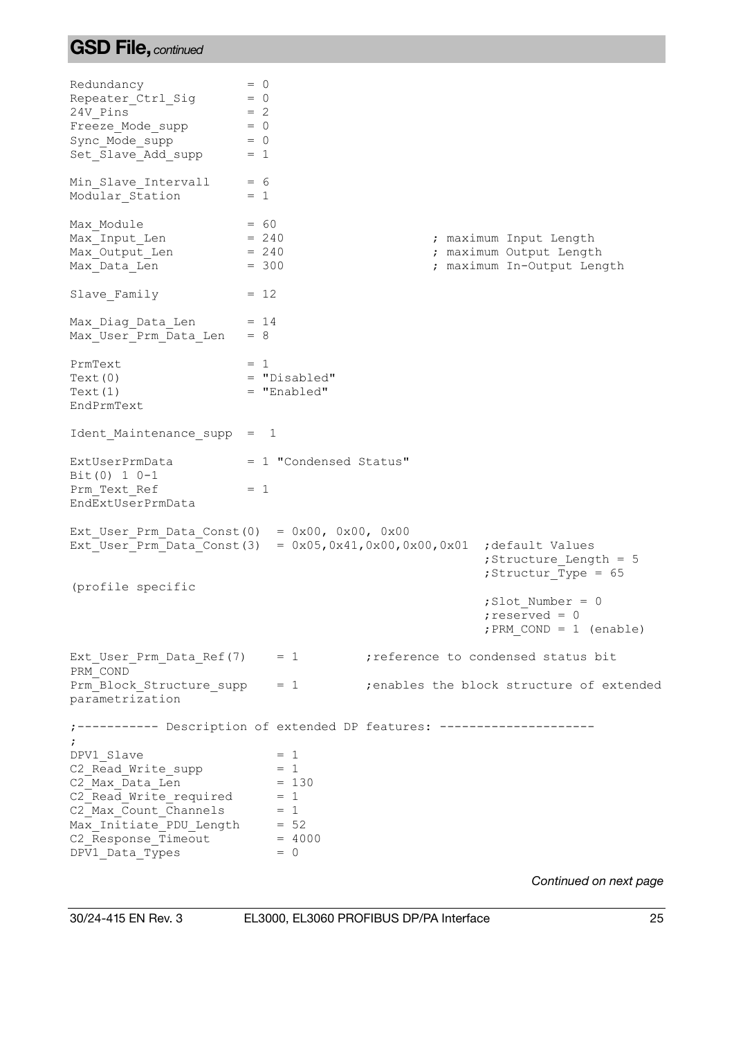## GSD File, *continued*

```
Redundancy             = 0
Repeater_Ctrl_Sig      = 0
24V_Pins               = 2
Freeze_Mode_supp       = 0
Sync_Mode_supp         = 0
Set_Slave_Add_supp     = 1

Min_Slave_Intervall    = 6
Modular_Station        = 1

Max_Module             = 60
Max_Input_Len          = 240                    ; maximum Input Length
Max_Output_Len         = 240                    ; maximum Output Length
Max_Data_Len           = 300                    ; maximum In-Output Length

Slave_Family           = 12

Max_Diag_Data_Len      = 14
Max_User_Prm_Data_Len  = 8

PrmText                = 1
Text(0)                = "Disabled"
Text(1)                = "Enabled"
EndPrmText

Ident_Maintenance_supp  =  1

ExtUserPrmData         = 1 "Condensed Status"
Bit(0) 1 0-1
Prm_Text_Ref           = 1
EndExtUserPrmData

Ext_User_Prm_Data_Const(0)  = 0x00, 0x00, 0x00
Ext_User_Prm_Data_Const(3)  = 0x05,0x41,0x00,0x00,0x01  ;default Values
                                                        ;Structure_Length = 5
                                                        ;Structur_Type = 65
(profile specific
                                                        ;Slot_Number = 0
                                                        ;reserved = 0
                                                        ;PRM_COND = 1 (enable)

Ext_User_Prm_Data_Ref(7)    = 1         ;reference to condensed status bit
PRM_COND
Prm_Block_Structure_supp    = 1         ;enables the block structure of extended
parametrization

;----------- Description of extended DP features: ---------------------
;
DPV1_Slave                  = 1
C2_Read_Write_supp          = 1
C2_Max_Data_Len             = 130
C2_Read_Write_required      = 1
C2_Max_Count_Channels       = 1
Max_Initiate_PDU_Length     = 52
C2_Response_Timeout         = 4000
DPV1_Data_Types             = 0
```

*Continued on next page*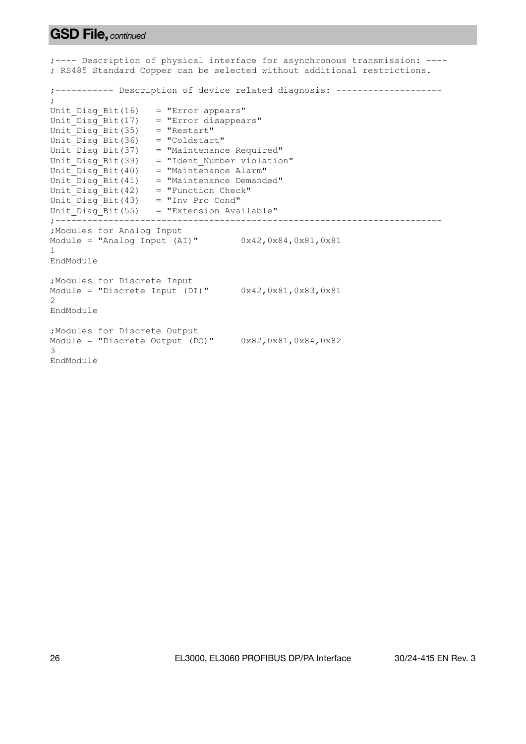## GSD File, *continued*

```
;---- Description of physical interface for asynchronous transmission: ----
; RS485 Standard Copper can be selected without additional restrictions.

;----------- Description of device related diagnosis: --------------------
;
Unit_Diag_Bit(16)   = "Error appears"
Unit_Diag_Bit(17)   = "Error disappears"
Unit_Diag_Bit(35)   = "Restart"
Unit_Diag_Bit(36)   = "Coldstart"
Unit_Diag_Bit(37)   = "Maintenance Required"
Unit_Diag_Bit(39)   = "Ident_Number violation"
Unit_Diag_Bit(40)   = "Maintenance Alarm"
Unit_Diag_Bit(41)   = "Maintenance Demanded"
Unit_Diag_Bit(42)   = "Function Check"
Unit_Diag_Bit(43)   = "Inv Pro Cond"
Unit_Diag_Bit(55)   = "Extension Available"
;-----------------------------------------------------------------------
;Modules for Analog Input
Module = "Analog Input (AI)"        0x42,0x84,0x81,0x81
1
EndModule

;Modules for Discrete Input
Module = "Discrete Input (DI)"      0x42,0x81,0x83,0x81
2
EndModule

;Modules for Discrete Output
Module = "Discrete Output (DO)"     0x82,0x81,0x84,0x82
3
EndModule
```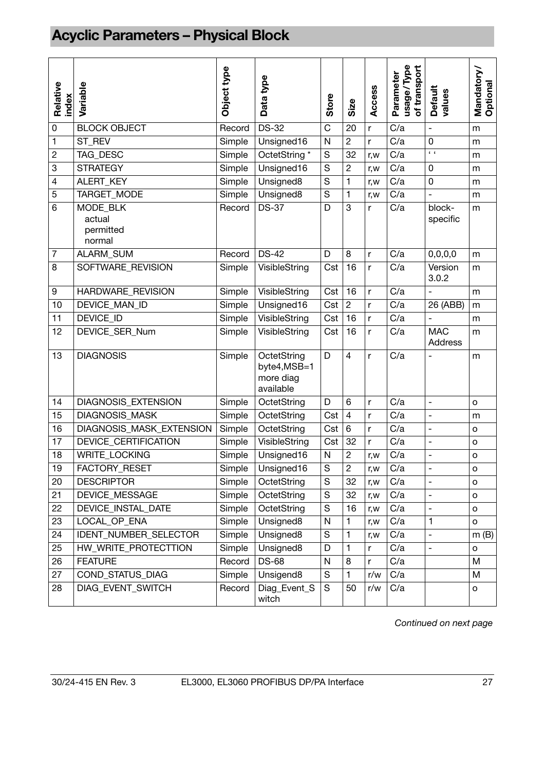# Acyclic Parameters – Physical Block

| Relative index | Variable | Object type | Data type | Store | Size | Access | Parameter usage/Type of transport | Default values | Mandatory/ Optional |
|---|---|---|---|---|---|---|---|---|---|
| 0 | BLOCK OBJECT | Record | DS-32 | C | 20 | r | C/a | - | m |
| 1 | ST_REV | Simple | Unsigned16 | N | 2 | r | C/a | 0 | m |
| 2 | TAG_DESC | Simple | OctetString * | S | 32 | r,w | C/a | ' ' | m |
| 3 | STRATEGY | Simple | Unsigned16 | S | 2 | r,w | C/a | 0 | m |
| 4 | ALERT_KEY | Simple | Unsigned8 | S | 1 | r,w | C/a | 0 | m |
| 5 | TARGET_MODE | Simple | Unsigned8 | S | 1 | r,w | C/a | - | m |
| 6 | MODE_BLK<br>actual<br>permitted<br>normal | Record | DS-37 | D | 3 | r | C/a | block-specific | m |
| 7 | ALARM_SUM | Record | DS-42 | D | 8 | r | C/a | 0,0,0,0 | m |
| 8 | SOFTWARE_REVISION | Simple | VisibleString | Cst | 16 | r | C/a | Version 3.0.2 | m |
| 9 | HARDWARE_REVISION | Simple | VisibleString | Cst | 16 | r | C/a | - | m |
| 10 | DEVICE_MAN_ID | Simple | Unsigned16 | Cst | 2 | r | C/a | 26 (ABB) | m |
| 11 | DEVICE_ID | Simple | VisibleString | Cst | 16 | r | C/a | - | m |
| 12 | DEVICE_SER_Num | Simple | VisibleString | Cst | 16 | r | C/a | MAC Address | m |
| 13 | DIAGNOSIS | Simple | OctetString byte4,MSB=1 more diag available | D | 4 | r | C/a | - | m |
| 14 | DIAGNOSIS_EXTENSION | Simple | OctetString | D | 6 | r | C/a | - | o |
| 15 | DIAGNOSIS_MASK | Simple | OctetString | Cst | 4 | r | C/a | - | m |
| 16 | DIAGNOSIS_MASK_EXTENSION | Simple | OctetString | Cst | 6 | r | C/a | - | o |
| 17 | DEVICE_CERTIFICATION | Simple | VisibleString | Cst | 32 | r | C/a | - | o |
| 18 | WRITE_LOCKING | Simple | Unsigned16 | N | 2 | r,w | C/a | - | o |
| 19 | FACTORY_RESET | Simple | Unsigned16 | S | 2 | r,w | C/a | - | o |
| 20 | DESCRIPTOR | Simple | OctetString | S | 32 | r,w | C/a | - | o |
| 21 | DEVICE_MESSAGE | Simple | OctetString | S | 32 | r,w | C/a | - | o |
| 22 | DEVICE_INSTAL_DATE | Simple | OctetString | S | 16 | r,w | C/a | - | o |
| 23 | LOCAL_OP_ENA | Simple | Unsigned8 | N | 1 | r,w | C/a | 1 | o |
| 24 | IDENT_NUMBER_SELECTOR | Simple | Unsigned8 | S | 1 | r,w | C/a | - | m (B) |
| 25 | HW_WRITE_PROTECTTION | Simple | Unsigned8 | D | 1 | r | C/a | - | o |
| 26 | FEATURE | Record | DS-68 | N | 8 | r | C/a | | M |
| 27 | COND_STATUS_DIAG | Simple | Unsigend8 | S | 1 | r/w | C/a | | M |
| 28 | DIAG_EVENT_SWITCH | Record | Diag_Event_Switch | S | 50 | r/w | C/a | | o |

*Continued on next page*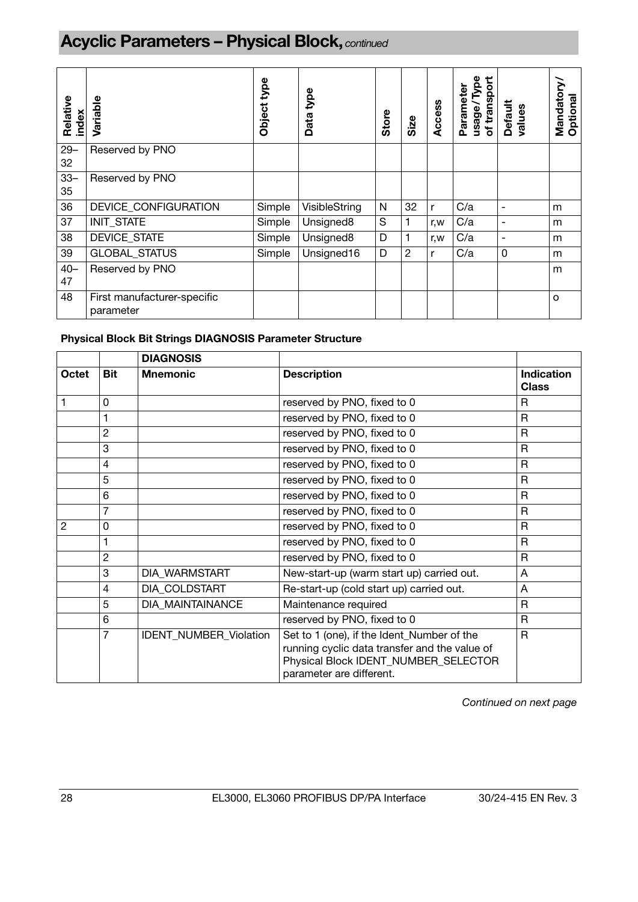## Acyclic Parameters – Physical Block, *continued*

| Relative index | Variable | Object type | Data type | Store | Size | Access | Parameter usage/Type of transport | Default values | Mandatory/ Optional |
|---|---|---|---|---|---|---|---|---|---|
| 29–32 | Reserved by PNO | | | | | | | | |
| 33–35 | Reserved by PNO | | | | | | | | |
| 36 | DEVICE_CONFIGURATION | Simple | VisibleString | N | 32 | r | C/a | - | m |
| 37 | INIT_STATE | Simple | Unsigned8 | S | 1 | r,w | C/a | - | m |
| 38 | DEVICE_STATE | Simple | Unsigned8 | D | 1 | r,w | C/a | - | m |
| 39 | GLOBAL_STATUS | Simple | Unsigned16 | D | 2 | r | C/a | 0 | m |
| 40–47 | Reserved by PNO | | | | | | | | m |
| 48 | First manufacturer-specific parameter | | | | | | | | o |

**Physical Block Bit Strings DIAGNOSIS Parameter Structure**

| | | DIAGNOSIS | | |
|---|---|---|---|---|
| **Octet** | **Bit** | **Mnemonic** | **Description** | **Indication Class** |
| 1 | 0 | | reserved by PNO, fixed to 0 | R |
| | 1 | | reserved by PNO, fixed to 0 | R |
| | 2 | | reserved by PNO, fixed to 0 | R |
| | 3 | | reserved by PNO, fixed to 0 | R |
| | 4 | | reserved by PNO, fixed to 0 | R |
| | 5 | | reserved by PNO, fixed to 0 | R |
| | 6 | | reserved by PNO, fixed to 0 | R |
| | 7 | | reserved by PNO, fixed to 0 | R |
| 2 | 0 | | reserved by PNO, fixed to 0 | R |
| | 1 | | reserved by PNO, fixed to 0 | R |
| | 2 | | reserved by PNO, fixed to 0 | R |
| | 3 | DIA_WARMSTART | New-start-up (warm start up) carried out. | A |
| | 4 | DIA_COLDSTART | Re-start-up (cold start up) carried out. | A |
| | 5 | DIA_MAINTAINANCE | Maintenance required | R |
| | 6 | | reserved by PNO, fixed to 0 | R |
| | 7 | IDENT_NUMBER_Violation | Set to 1 (one), if the Ident_Number of the running cyclic data transfer and the value of Physical Block IDENT_NUMBER_SELECTOR parameter are different. | R |

*Continued on next page*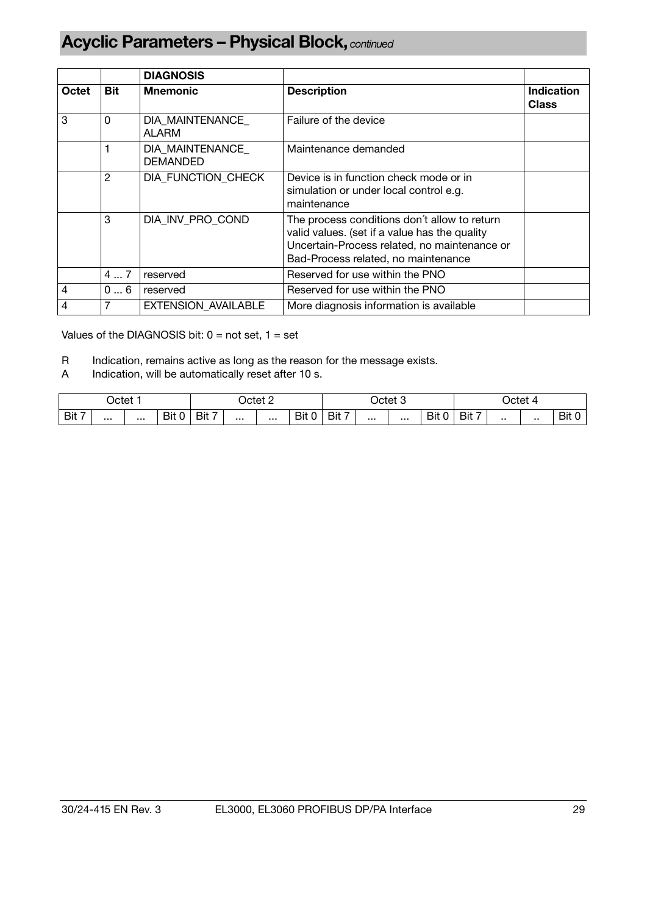## Acyclic Parameters – Physical Block, *continued*

| | | DIAGNOSIS | | |
|---|---|---|---|---|
| **Octet** | **Bit** | **Mnemonic** | **Description** | **Indication Class** |
| 3 | 0 | DIA_MAINTENANCE_ ALARM | Failure of the device | |
| | 1 | DIA_MAINTENANCE_ DEMANDED | Maintenance demanded | |
| | 2 | DIA_FUNCTION_CHECK | Device is in function check mode or in simulation or under local control e.g. maintenance | |
| | 3 | DIA_INV_PRO_COND | The process conditions don´t allow to return valid values. (set if a value has the quality Uncertain-Process related, no maintenance or Bad-Process related, no maintenance | |
| | 4 ... 7 | reserved | Reserved for use within the PNO | |
| 4 | 0 ... 6 | reserved | Reserved for use within the PNO | |
| 4 | 7 | EXTENSION_AVAILABLE | More diagnosis information is available | |

Values of the DIAGNOSIS bit: 0 = not set, 1 = set

R Indication, remains active as long as the reason for the message exists.
A Indication, will be automatically reset after 10 s.

| Octet 1 | | | | Octet 2 | | | | Octet 3 | | | | Octet 4 | | | |
|---|---|---|---|---|---|---|---|---|---|---|---|---|---|---|---|
| Bit 7 | ... | ... | Bit 0 | Bit 7 | ... | ... | Bit 0 | Bit 7 | ... | ... | Bit 0 | Bit 7 | .. | .. | Bit 0 |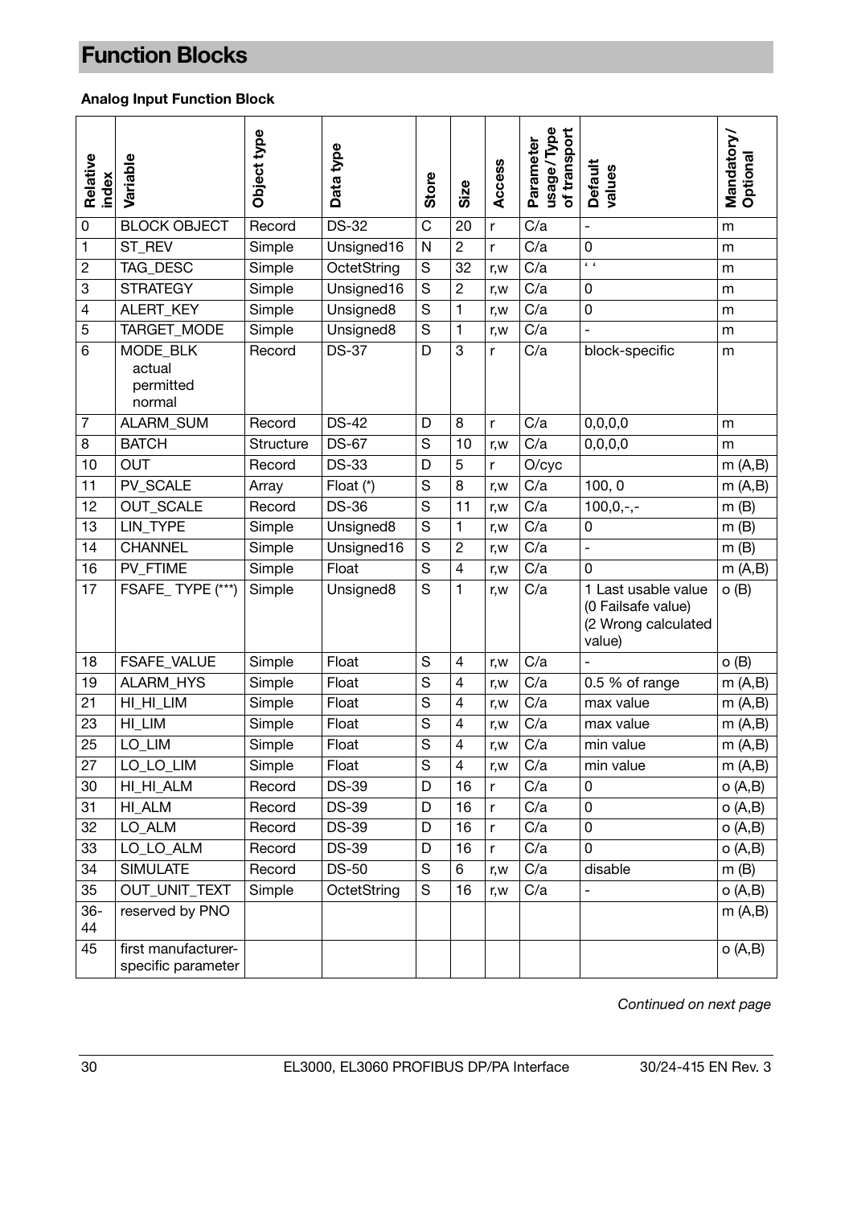# Function Blocks

**Analog Input Function Block**

| Relative index | Variable | Object type | Data type | Store | Size | Access | Parameter usage/Type of transport | Default values | Mandatory/ Optional |
|---|---|---|---|---|---|---|---|---|---|
| 0 | BLOCK OBJECT | Record | DS-32 | C | 20 | r | C/a | - | m |
| 1 | ST_REV | Simple | Unsigned16 | N | 2 | r | C/a | 0 | m |
| 2 | TAG_DESC | Simple | OctetString | S | 32 | r,w | C/a | ' ' | m |
| 3 | STRATEGY | Simple | Unsigned16 | S | 2 | r,w | C/a | 0 | m |
| 4 | ALERT_KEY | Simple | Unsigned8 | S | 1 | r,w | C/a | 0 | m |
| 5 | TARGET_MODE | Simple | Unsigned8 | S | 1 | r,w | C/a | - | m |
| 6 | MODE_BLK actual permitted normal | Record | DS-37 | D | 3 | r | C/a | block-specific | m |
| 7 | ALARM_SUM | Record | DS-42 | D | 8 | r | C/a | 0,0,0,0 | m |
| 8 | BATCH | Structure | DS-67 | S | 10 | r,w | C/a | 0,0,0,0 | m |
| 10 | OUT | Record | DS-33 | D | 5 | r | O/cyc | | m (A,B) |
| 11 | PV_SCALE | Array | Float (*) | S | 8 | r,w | C/a | 100, 0 | m (A,B) |
| 12 | OUT_SCALE | Record | DS-36 | S | 11 | r,w | C/a | 100,0,-,- | m (B) |
| 13 | LIN_TYPE | Simple | Unsigned8 | S | 1 | r,w | C/a | 0 | m (B) |
| 14 | CHANNEL | Simple | Unsigned16 | S | 2 | r,w | C/a | - | m (B) |
| 16 | PV_FTIME | Simple | Float | S | 4 | r,w | C/a | 0 | m (A,B) |
| 17 | FSAFE_ TYPE (***) | Simple | Unsigned8 | S | 1 | r,w | C/a | 1 Last usable value (0 Failsafe value) (2 Wrong calculated value) | o (B) |
| 18 | FSAFE_VALUE | Simple | Float | S | 4 | r,w | C/a | - | o (B) |
| 19 | ALARM_HYS | Simple | Float | S | 4 | r,w | C/a | 0.5 % of range | m (A,B) |
| 21 | HI_HI_LIM | Simple | Float | S | 4 | r,w | C/a | max value | m (A,B) |
| 23 | HI_LIM | Simple | Float | S | 4 | r,w | C/a | max value | m (A,B) |
| 25 | LO_LIM | Simple | Float | S | 4 | r,w | C/a | min value | m (A,B) |
| 27 | LO_LO_LIM | Simple | Float | S | 4 | r,w | C/a | min value | m (A,B) |
| 30 | HI_HI_ALM | Record | DS-39 | D | 16 | r | C/a | 0 | o (A,B) |
| 31 | HI_ALM | Record | DS-39 | D | 16 | r | C/a | 0 | o (A,B) |
| 32 | LO_ALM | Record | DS-39 | D | 16 | r | C/a | 0 | o (A,B) |
| 33 | LO_LO_ALM | Record | DS-39 | D | 16 | r | C/a | 0 | o (A,B) |
| 34 | SIMULATE | Record | DS-50 | S | 6 | r,w | C/a | disable | m (B) |
| 35 | OUT_UNIT_TEXT | Simple | OctetString | S | 16 | r,w | C/a | - | o (A,B) |
| 36-44 | reserved by PNO | | | | | | | | m (A,B) |
| 45 | first manufacturer-specific parameter | | | | | | | | o (A,B) |

*Continued on next page*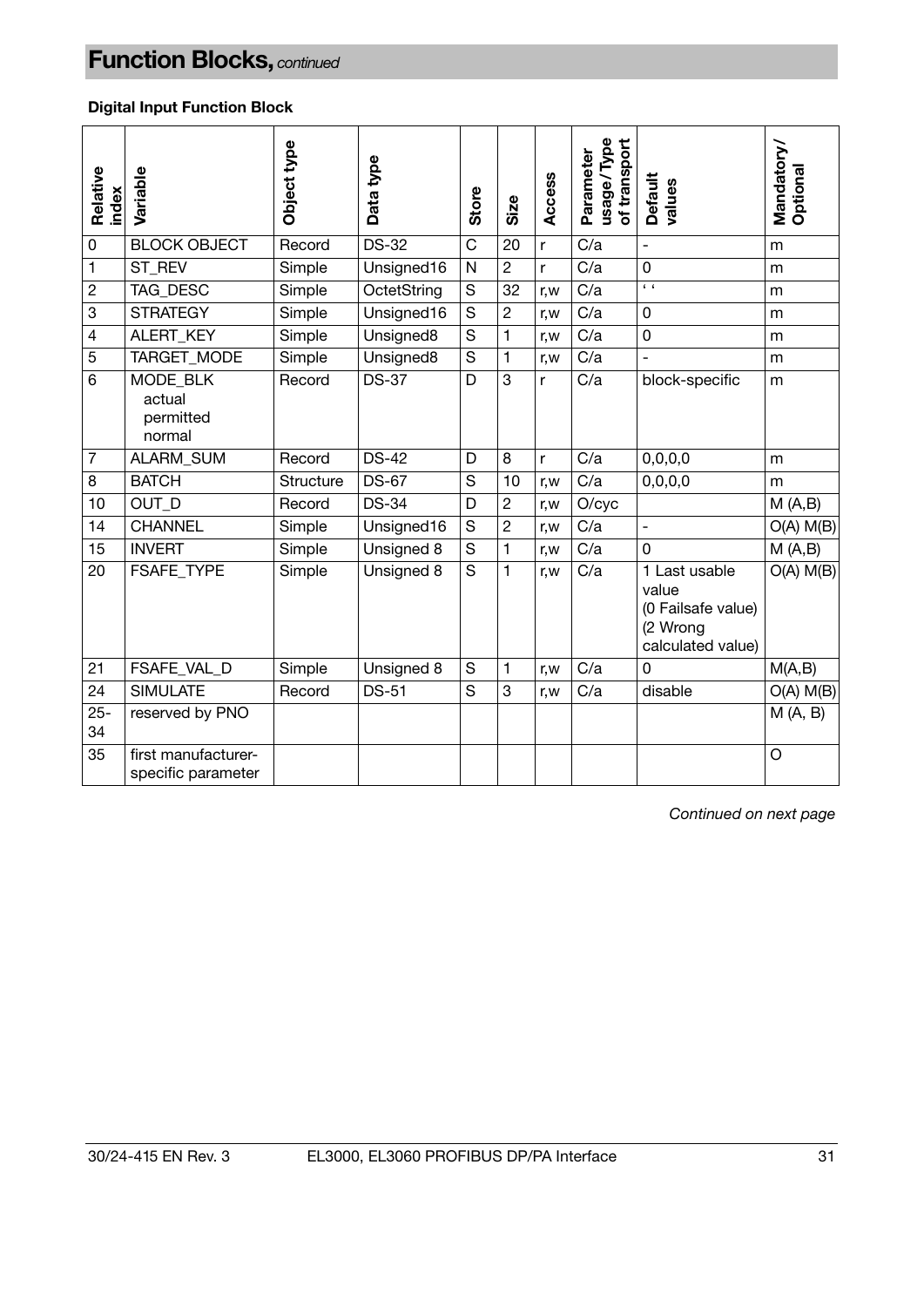# Function Blocks, *continued*

**Digital Input Function Block**

| Relative index | Variable | Object type | Data type | Store | Size | Access | Parameter usage/Type of transport | Default values | Mandatory/ Optional |
|---|---|---|---|---|---|---|---|---|---|
| 0 | BLOCK OBJECT | Record | DS-32 | C | 20 | r | C/a | - | m |
| 1 | ST_REV | Simple | Unsigned16 | N | 2 | r | C/a | 0 | m |
| 2 | TAG_DESC | Simple | OctetString | S | 32 | r,w | C/a | ‘ ‘ | m |
| 3 | STRATEGY | Simple | Unsigned16 | S | 2 | r,w | C/a | 0 | m |
| 4 | ALERT_KEY | Simple | Unsigned8 | S | 1 | r,w | C/a | 0 | m |
| 5 | TARGET_MODE | Simple | Unsigned8 | S | 1 | r,w | C/a | - | m |
| 6 | MODE_BLK<br>actual<br>permitted<br>normal | Record | DS-37 | D | 3 | r | C/a | block-specific | m |
| 7 | ALARM_SUM | Record | DS-42 | D | 8 | r | C/a | 0,0,0,0 | m |
| 8 | BATCH | Structure | DS-67 | S | 10 | r,w | C/a | 0,0,0,0 | m |
| 10 | OUT_D | Record | DS-34 | D | 2 | r,w | O/cyc | | M (A,B) |
| 14 | CHANNEL | Simple | Unsigned16 | S | 2 | r,w | C/a | - | O(A) M(B) |
| 15 | INVERT | Simple | Unsigned 8 | S | 1 | r,w | C/a | 0 | M (A,B) |
| 20 | FSAFE_TYPE | Simple | Unsigned 8 | S | 1 | r,w | C/a | 1 Last usable value<br>(0 Failsafe value)<br>(2 Wrong calculated value) | O(A) M(B) |
| 21 | FSAFE_VAL_D | Simple | Unsigned 8 | S | 1 | r,w | C/a | 0 | M(A,B) |
| 24 | SIMULATE | Record | DS-51 | S | 3 | r,w | C/a | disable | O(A) M(B) |
| 25-34 | reserved by PNO | | | | | | | | M (A, B) |
| 35 | first manufacturer-specific parameter | | | | | | | | O |

*Continued on next page*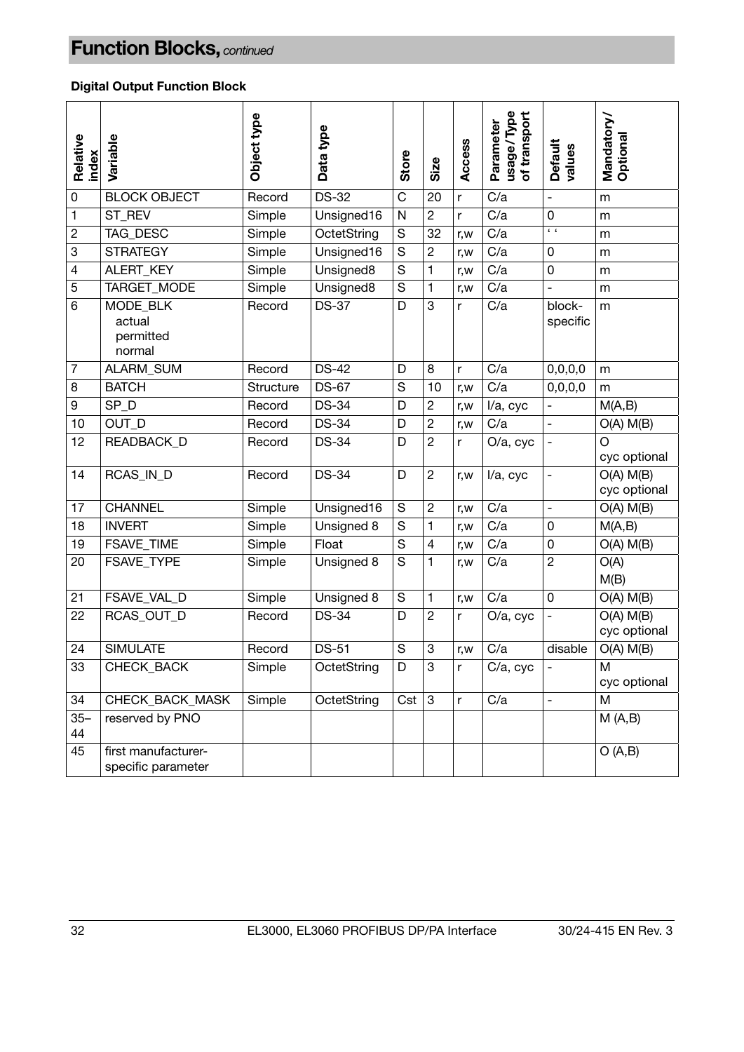# Function Blocks, *continued*

**Digital Output Function Block**

| Relative index | Variable | Object type | Data type | Store | Size | Access | Parameter usage/Type of transport | Default values | Mandatory/ Optional |
|---|---|---|---|---|---|---|---|---|---|
| 0 | BLOCK OBJECT | Record | DS-32 | C | 20 | r | C/a | - | m |
| 1 | ST_REV | Simple | Unsigned16 | N | 2 | r | C/a | 0 | m |
| 2 | TAG_DESC | Simple | OctetString | S | 32 | r,w | C/a | ' ' | m |
| 3 | STRATEGY | Simple | Unsigned16 | S | 2 | r,w | C/a | 0 | m |
| 4 | ALERT_KEY | Simple | Unsigned8 | S | 1 | r,w | C/a | 0 | m |
| 5 | TARGET_MODE | Simple | Unsigned8 | S | 1 | r,w | C/a | - | m |
| 6 | MODE_BLK<br>actual<br>permitted<br>normal | Record | DS-37 | D | 3 | r | C/a | block-specific | m |
| 7 | ALARM_SUM | Record | DS-42 | D | 8 | r | C/a | 0,0,0,0 | m |
| 8 | BATCH | Structure | DS-67 | S | 10 | r,w | C/a | 0,0,0,0 | m |
| 9 | SP_D | Record | DS-34 | D | 2 | r,w | I/a, cyc | - | M(A,B) |
| 10 | OUT_D | Record | DS-34 | D | 2 | r,w | C/a | - | O(A) M(B) |
| 12 | READBACK_D | Record | DS-34 | D | 2 | r | O/a, cyc | - | O<br>cyc optional |
| 14 | RCAS_IN_D | Record | DS-34 | D | 2 | r,w | I/a, cyc | - | O(A) M(B)<br>cyc optional |
| 17 | CHANNEL | Simple | Unsigned16 | S | 2 | r,w | C/a | - | O(A) M(B) |
| 18 | INVERT | Simple | Unsigned 8 | S | 1 | r,w | C/a | 0 | M(A,B) |
| 19 | FSAVE_TIME | Simple | Float | S | 4 | r,w | C/a | 0 | O(A) M(B) |
| 20 | FSAVE_TYPE | Simple | Unsigned 8 | S | 1 | r,w | C/a | 2 | O(A)<br>M(B) |
| 21 | FSAVE_VAL_D | Simple | Unsigned 8 | S | 1 | r,w | C/a | 0 | O(A) M(B) |
| 22 | RCAS_OUT_D | Record | DS-34 | D | 2 | r | O/a, cyc | - | O(A) M(B)<br>cyc optional |
| 24 | SIMULATE | Record | DS-51 | S | 3 | r,w | C/a | disable | O(A) M(B) |
| 33 | CHECK_BACK | Simple | OctetString | D | 3 | r | C/a, cyc | - | M<br>cyc optional |
| 34 | CHECK_BACK_MASK | Simple | OctetString | Cst | 3 | r | C/a | - | M |
| 35–44 | reserved by PNO | | | | | | | | M (A,B) |
| 45 | first manufacturer-specific parameter | | | | | | | | O (A,B) |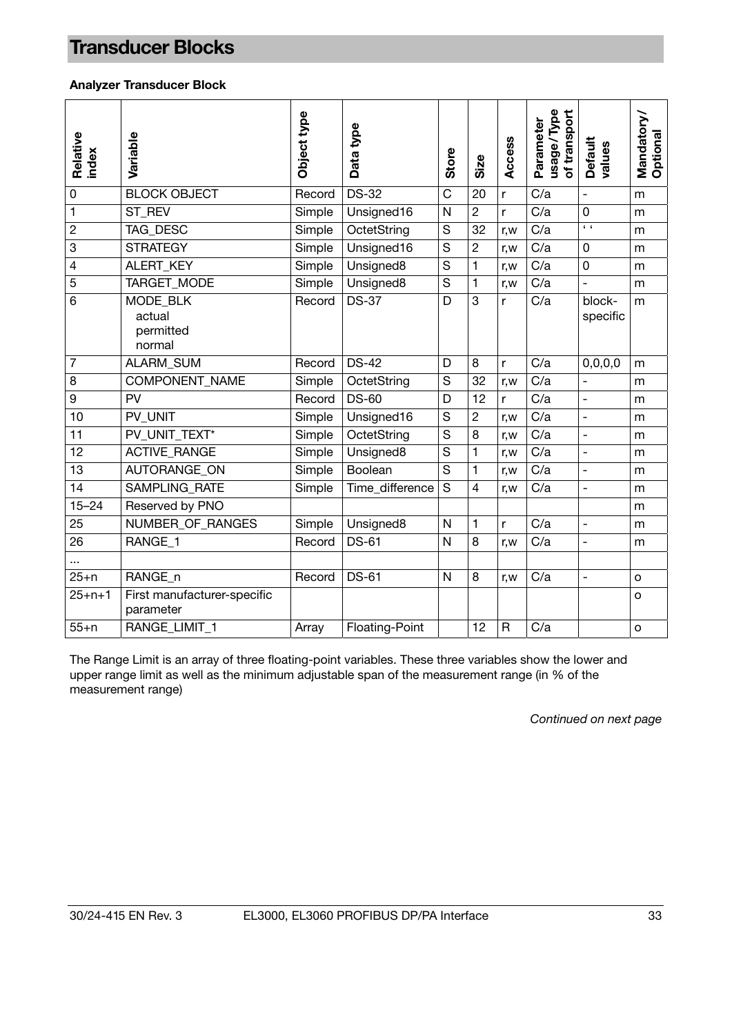## Transducer Blocks

**Analyzer Transducer Block**

| Relative index | Variable | Object type | Data type | Store | Size | Access | Parameter usage / Type of transport | Default values | Mandatory/ Optional |
|---|---|---|---|---|---|---|---|---|---|
| 0 | BLOCK OBJECT | Record | DS-32 | C | 20 | r | C/a | - | m |
| 1 | ST_REV | Simple | Unsigned16 | N | 2 | r | C/a | 0 | m |
| 2 | TAG_DESC | Simple | OctetString | S | 32 | r,w | C/a | ' ' | m |
| 3 | STRATEGY | Simple | Unsigned16 | S | 2 | r,w | C/a | 0 | m |
| 4 | ALERT_KEY | Simple | Unsigned8 | S | 1 | r,w | C/a | 0 | m |
| 5 | TARGET_MODE | Simple | Unsigned8 | S | 1 | r,w | C/a | - | m |
| 6 | MODE_BLK<br>actual<br>permitted<br>normal | Record | DS-37 | D | 3 | r | C/a | block-specific | m |
| 7 | ALARM_SUM | Record | DS-42 | D | 8 | r | C/a | 0,0,0,0 | m |
| 8 | COMPONENT_NAME | Simple | OctetString | S | 32 | r,w | C/a | - | m |
| 9 | PV | Record | DS-60 | D | 12 | r | C/a | - | m |
| 10 | PV_UNIT | Simple | Unsigned16 | S | 2 | r,w | C/a | - | m |
| 11 | PV_UNIT_TEXT* | Simple | OctetString | S | 8 | r,w | C/a | - | m |
| 12 | ACTIVE_RANGE | Simple | Unsigned8 | S | 1 | r,w | C/a | - | m |
| 13 | AUTORANGE_ON | Simple | Boolean | S | 1 | r,w | C/a | - | m |
| 14 | SAMPLING_RATE | Simple | Time_difference | S | 4 | r,w | C/a | - | m |
| 15–24 | Reserved by PNO | | | | | | | | m |
| 25 | NUMBER_OF_RANGES | Simple | Unsigned8 | N | 1 | r | C/a | - | m |
| 26 | RANGE_1 | Record | DS-61 | N | 8 | r,w | C/a | - | m |
| ... | | | | | | | | | |
| 25+n | RANGE_n | Record | DS-61 | N | 8 | r,w | C/a | - | o |
| 25+n+1 | First manufacturer-specific parameter | | | | | | | | o |
| 55+n | RANGE_LIMIT_1 | Array | Floating-Point | | 12 | R | C/a | | o |

The Range Limit is an array of three floating-point variables. These three variables show the lower and upper range limit as well as the minimum adjustable span of the measurement range (in % of the measurement range)

*Continued on next page*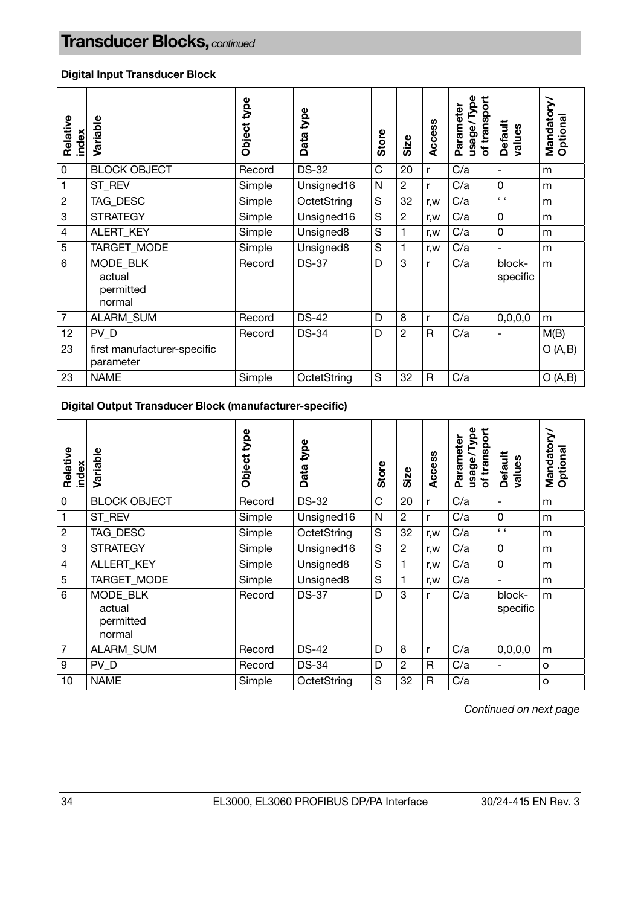# Transducer Blocks, *continued*

**Digital Input Transducer Block**

| Relative index | Variable | Object type | Data type | Store | Size | Access | Parameter usage/Type of transport | Default values | Mandatory/ Optional |
|---|---|---|---|---|---|---|---|---|---|
| 0 | BLOCK OBJECT | Record | DS-32 | C | 20 | r | C/a | - | m |
| 1 | ST_REV | Simple | Unsigned16 | N | 2 | r | C/a | 0 | m |
| 2 | TAG_DESC | Simple | OctetString | S | 32 | r,w | C/a | ' ' | m |
| 3 | STRATEGY | Simple | Unsigned16 | S | 2 | r,w | C/a | 0 | m |
| 4 | ALERT_KEY | Simple | Unsigned8 | S | 1 | r,w | C/a | 0 | m |
| 5 | TARGET_MODE | Simple | Unsigned8 | S | 1 | r,w | C/a | - | m |
| 6 | MODE_BLK<br>actual<br>permitted<br>normal | Record | DS-37 | D | 3 | r | C/a | block-specific | m |
| 7 | ALARM_SUM | Record | DS-42 | D | 8 | r | C/a | 0,0,0,0 | m |
| 12 | PV_D | Record | DS-34 | D | 2 | R | C/a | - | M(B) |
| 23 | first manufacturer-specific parameter | | | | | | | | O (A,B) |
| 23 | NAME | Simple | OctetString | S | 32 | R | C/a | | O (A,B) |

**Digital Output Transducer Block (manufacturer-specific)**

| Relative index | Variable | Object type | Data type | Store | Size | Access | Parameter usage/Type of transport | Default values | Mandatory/ Optional |
|---|---|---|---|---|---|---|---|---|---|
| 0 | BLOCK OBJECT | Record | DS-32 | C | 20 | r | C/a | - | m |
| 1 | ST_REV | Simple | Unsigned16 | N | 2 | r | C/a | 0 | m |
| 2 | TAG_DESC | Simple | OctetString | S | 32 | r,w | C/a | ' ' | m |
| 3 | STRATEGY | Simple | Unsigned16 | S | 2 | r,w | C/a | 0 | m |
| 4 | ALLERT_KEY | Simple | Unsigned8 | S | 1 | r,w | C/a | 0 | m |
| 5 | TARGET_MODE | Simple | Unsigned8 | S | 1 | r,w | C/a | - | m |
| 6 | MODE_BLK<br>actual<br>permitted<br>normal | Record | DS-37 | D | 3 | r | C/a | block-specific | m |
| 7 | ALARM_SUM | Record | DS-42 | D | 8 | r | C/a | 0,0,0,0 | m |
| 9 | PV_D | Record | DS-34 | D | 2 | R | C/a | - | o |
| 10 | NAME | Simple | OctetString | S | 32 | R | C/a | | o |

*Continued on next page*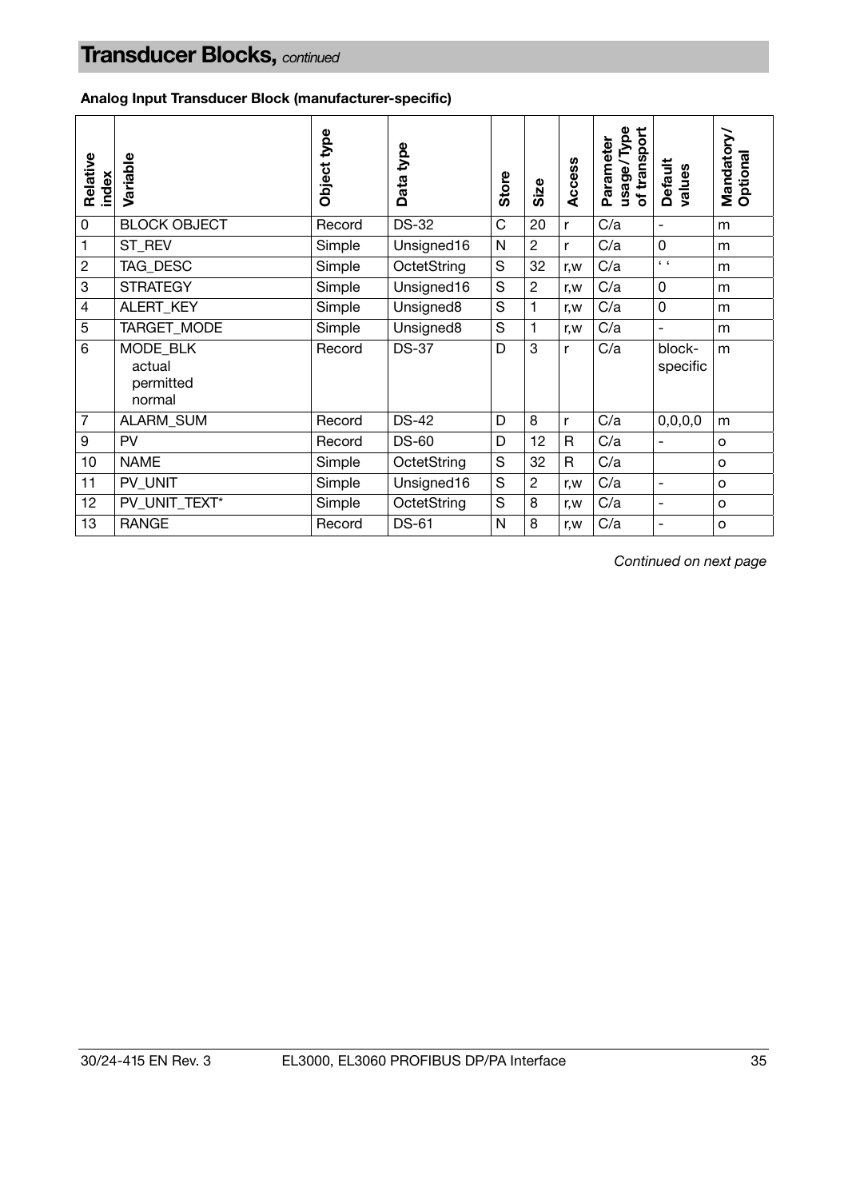# Transducer Blocks, *continued*

**Analog Input Transducer Block (manufacturer-specific)**

| Relative index | Variable | Object type | Data type | Store | Size | Access | Parameter usage/Type of transport | Default values | Mandatory/ Optional |
|---|---|---|---|---|---|---|---|---|---|
| 0 | BLOCK OBJECT | Record | DS-32 | C | 20 | r | C/a | - | m |
| 1 | ST_REV | Simple | Unsigned16 | N | 2 | r | C/a | 0 | m |
| 2 | TAG_DESC | Simple | OctetString | S | 32 | r,w | C/a | ' ' | m |
| 3 | STRATEGY | Simple | Unsigned16 | S | 2 | r,w | C/a | 0 | m |
| 4 | ALERT_KEY | Simple | Unsigned8 | S | 1 | r,w | C/a | 0 | m |
| 5 | TARGET_MODE | Simple | Unsigned8 | S | 1 | r,w | C/a | - | m |
| 6 | MODE_BLK<br>actual<br>permitted<br>normal | Record | DS-37 | D | 3 | r | C/a | block-specific | m |
| 7 | ALARM_SUM | Record | DS-42 | D | 8 | r | C/a | 0,0,0,0 | m |
| 9 | PV | Record | DS-60 | D | 12 | R | C/a | - | o |
| 10 | NAME | Simple | OctetString | S | 32 | R | C/a | | o |
| 11 | PV_UNIT | Simple | Unsigned16 | S | 2 | r,w | C/a | - | o |
| 12 | PV_UNIT_TEXT* | Simple | OctetString | S | 8 | r,w | C/a | - | o |
| 13 | RANGE | Record | DS-61 | N | 8 | r,w | C/a | - | o |

*Continued on next page*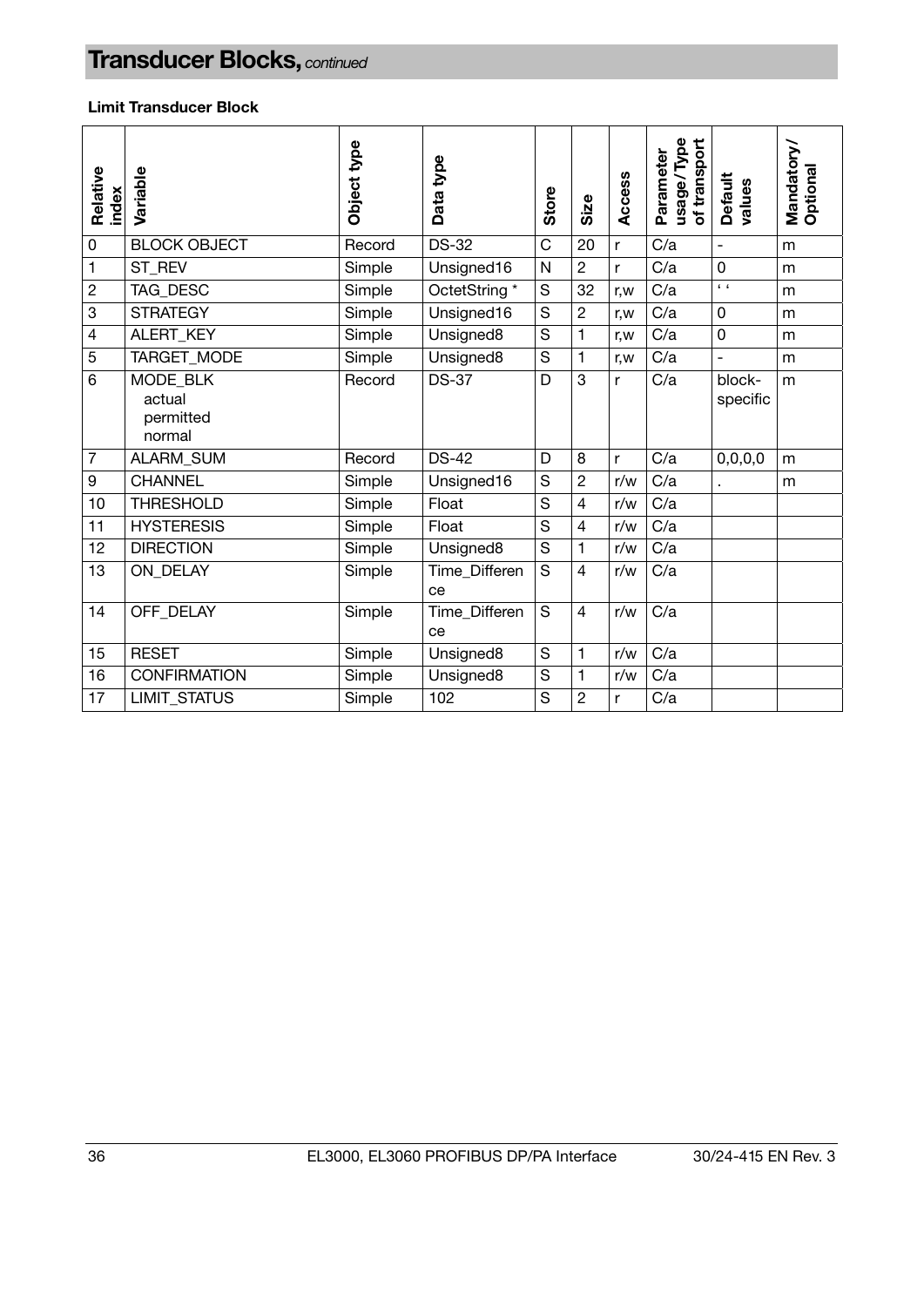# Transducer Blocks, *continued*

**Limit Transducer Block**

| Relative index | Variable | Object type | Data type | Store | Size | Access | Parameter usage/Type of transport | Default values | Mandatory/ Optional |
|---|---|---|---|---|---|---|---|---|---|
| 0 | BLOCK OBJECT | Record | DS-32 | C | 20 | r | C/a | - | m |
| 1 | ST_REV | Simple | Unsigned16 | N | 2 | r | C/a | 0 | m |
| 2 | TAG_DESC | Simple | OctetString * | S | 32 | r,w | C/a | ' ' | m |
| 3 | STRATEGY | Simple | Unsigned16 | S | 2 | r,w | C/a | 0 | m |
| 4 | ALERT_KEY | Simple | Unsigned8 | S | 1 | r,w | C/a | 0 | m |
| 5 | TARGET_MODE | Simple | Unsigned8 | S | 1 | r,w | C/a | - | m |
| 6 | MODE_BLK<br>actual<br>permitted<br>normal | Record | DS-37 | D | 3 | r | C/a | block-specific | m |
| 7 | ALARM_SUM | Record | DS-42 | D | 8 | r | C/a | 0,0,0,0 | m |
| 9 | CHANNEL | Simple | Unsigned16 | S | 2 | r/w | C/a | . | m |
| 10 | THRESHOLD | Simple | Float | S | 4 | r/w | C/a | | |
| 11 | HYSTERESIS | Simple | Float | S | 4 | r/w | C/a | | |
| 12 | DIRECTION | Simple | Unsigned8 | S | 1 | r/w | C/a | | |
| 13 | ON_DELAY | Simple | Time_Difference | S | 4 | r/w | C/a | | |
| 14 | OFF_DELAY | Simple | Time_Difference | S | 4 | r/w | C/a | | |
| 15 | RESET | Simple | Unsigned8 | S | 1 | r/w | C/a | | |
| 16 | CONFIRMATION | Simple | Unsigned8 | S | 1 | r/w | C/a | | |
| 17 | LIMIT_STATUS | Simple | 102 | S | 2 | r | C/a | | |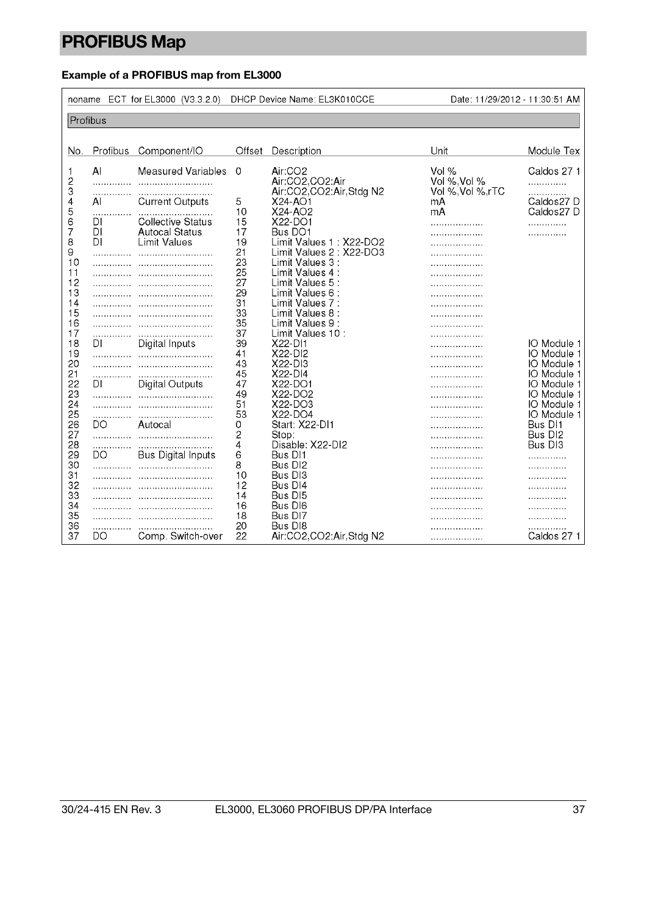## PROFIBUS Map

### Example of a PROFIBUS map from EL3000

noname ECT for EL3000 (V3.3.2.0) DHCP Device Name: EL3K010CCE Date: 11/29/2012 - 11:30:51 AM

Profibus

| No. | Profibus | Component/IO | Offset | Description | Unit | Module Tex |
|---|---|---|---|---|---|---|
| 1 | AI | Measured Variables | 0 | Air:CO2 | Vol % | Caldos 27 1 |
| 2 | .............. | ........................... | | Air:CO2,CO2:Air | Vol %,Vol % | .............. |
| 3 | .............. | ........................... | | Air:CO2,CO2:Air,Stdg N2 | Vol %,Vol %,rTC | .............. |
| 4 | AI | Current Outputs | 5 | X24-AO1 | mA | Caldos27 D |
| 5 | .............. | ........................... | 10 | X24-AO2 | mA | Caldos27 D |
| 6 | DI | Collective Status | 15 | X22-DO1 | .................... | .............. |
| 7 | DI | Autocal Status | 17 | Bus DO1 | .................... | .............. |
| 8 | DI | Limit Values | 19 | Limit Values 1 : X22-DO2 | .................... | |
| 9 | .............. | ........................... | 21 | Limit Values 2 : X22-DO3 | .................... | |
| 10 | .............. | ........................... | 23 | Limit Values 3 : | .................... | |
| 11 | .............. | ........................... | 25 | Limit Values 4 : | .................... | |
| 12 | .............. | ........................... | 27 | Limit Values 5 : | .................... | |
| 13 | .............. | ........................... | 29 | Limit Values 6 : | .................... | |
| 14 | .............. | ........................... | 31 | Limit Values 7 : | .................... | |
| 15 | .............. | ........................... | 33 | Limit Values 8 : | .................... | |
| 16 | .............. | ........................... | 35 | Limit Values 9 : | .................... | |
| 17 | .............. | ........................... | 37 | Limit Values 10 : | .................... | |
| 18 | DI | Digital Inputs | 39 | X22-DI1 | .................... | IO Module 1 |
| 19 | .............. | ........................... | 41 | X22-DI2 | .................... | IO Module 1 |
| 20 | .............. | ........................... | 43 | X22-DI3 | .................... | IO Module 1 |
| 21 | .............. | ........................... | 45 | X22-DI4 | .................... | IO Module 1 |
| 22 | DI | Digital Outputs | 47 | X22-DO1 | .................... | IO Module 1 |
| 23 | .............. | ........................... | 49 | X22-DO2 | .................... | IO Module 1 |
| 24 | .............. | ........................... | 51 | X22-DO3 | .................... | IO Module 1 |
| 25 | .............. | ........................... | 53 | X22-DO4 | .................... | IO Module 1 |
| 26 | DO | Autocal | 0 | Start: X22-DI1 | .................... | Bus DI1 |
| 27 | .............. | ........................... | 2 | Stop: | .................... | Bus DI2 |
| 28 | .............. | ........................... | 4 | Disable: X22-DI2 | .................... | Bus DI3 |
| 29 | DO | Bus Digital Inputs | 6 | Bus DI1 | .................... | .............. |
| 30 | .............. | ........................... | 8 | Bus DI2 | .................... | .............. |
| 31 | .............. | ........................... | 10 | Bus DI3 | .................... | .............. |
| 32 | .............. | ........................... | 12 | Bus DI4 | .................... | .............. |
| 33 | .............. | ........................... | 14 | Bus DI5 | .................... | .............. |
| 34 | .............. | ........................... | 16 | Bus DI6 | .................... | .............. |
| 35 | .............. | ........................... | 18 | Bus DI7 | .................... | .............. |
| 36 | .............. | ........................... | 20 | Bus DI8 | .................... | .............. |
| 37 | DO | Comp. Switch-over | 22 | Air:CO2,CO2:Air,Stdg N2 | .................... | Caldos 27 1 |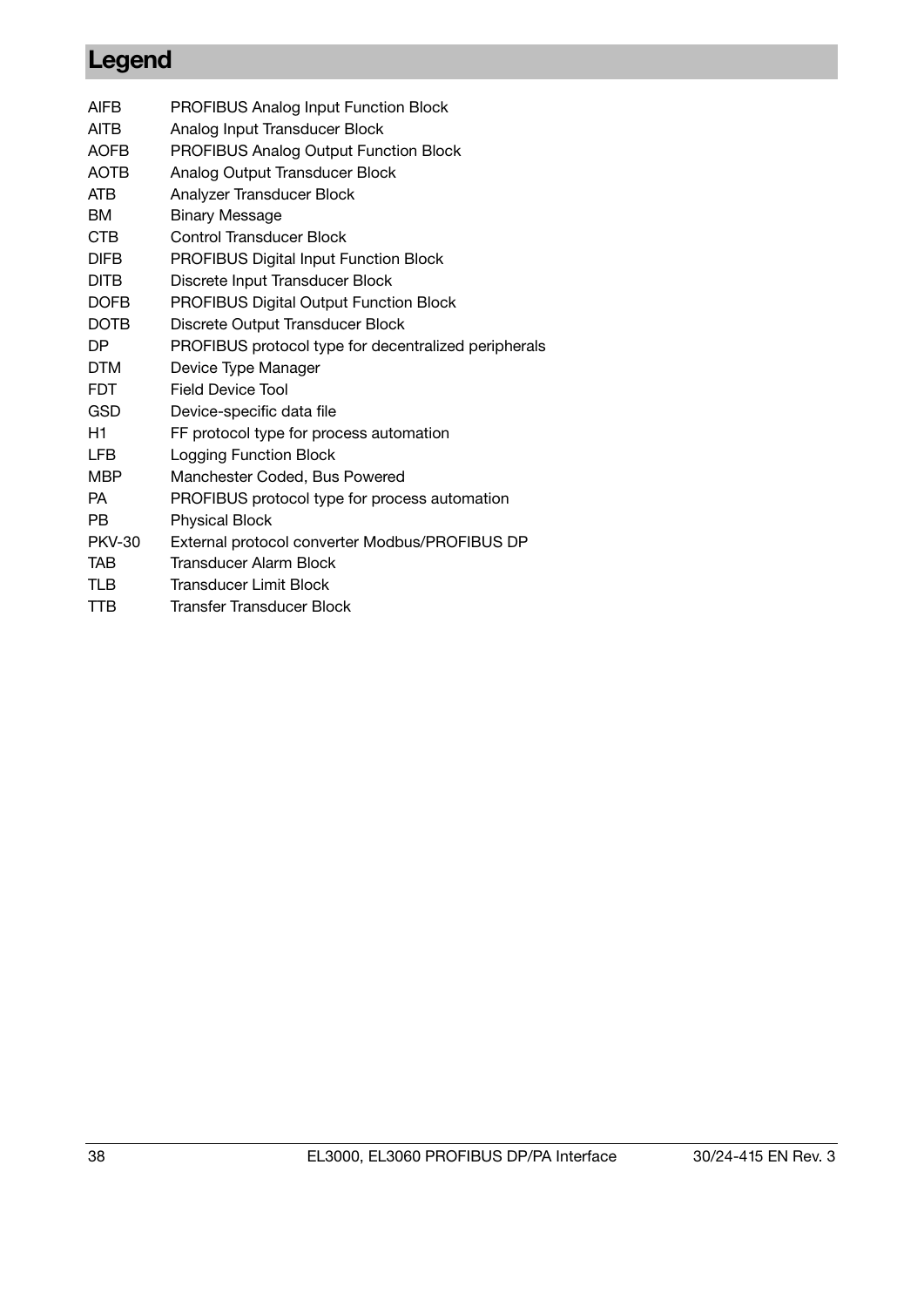# Legend

| | |
|---|---|
| AIFB | PROFIBUS Analog Input Function Block |
| AITB | Analog Input Transducer Block |
| AOFB | PROFIBUS Analog Output Function Block |
| AOTB | Analog Output Transducer Block |
| ATB | Analyzer Transducer Block |
| BM | Binary Message |
| CTB | Control Transducer Block |
| DIFB | PROFIBUS Digital Input Function Block |
| DITB | Discrete Input Transducer Block |
| DOFB | PROFIBUS Digital Output Function Block |
| DOTB | Discrete Output Transducer Block |
| DP | PROFIBUS protocol type for decentralized peripherals |
| DTM | Device Type Manager |
| FDT | Field Device Tool |
| GSD | Device-specific data file |
| H1 | FF protocol type for process automation |
| LFB | Logging Function Block |
| MBP | Manchester Coded, Bus Powered |
| PA | PROFIBUS protocol type for process automation |
| PB | Physical Block |
| PKV-30 | External protocol converter Modbus/PROFIBUS DP |
| TAB | Transducer Alarm Block |
| TLB | Transducer Limit Block |
| TTB | Transfer Transducer Block |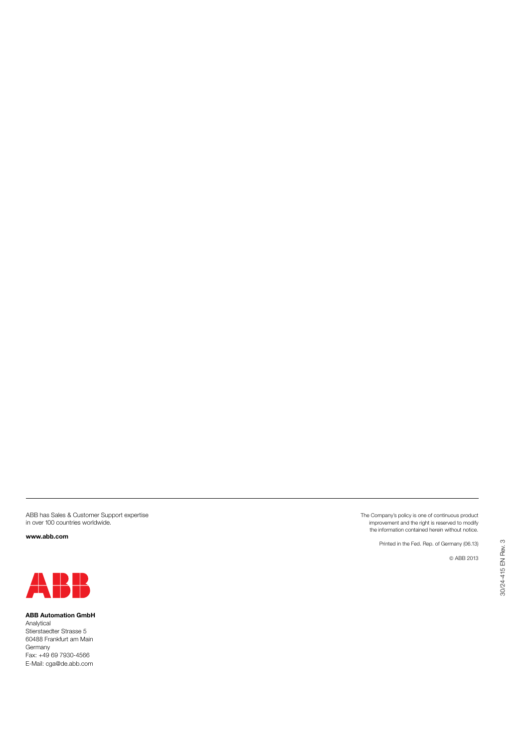ABB has Sales & Customer Support expertise
in over 100 countries worldwide.

**www.abb.com**

**ABB Automation GmbH**
Analytical
Stierstaedter Strasse 5
60488 Frankfurt am Main
Germany
Fax: +49 69 7930-4566
E-Mail: cga@de.abb.com

The Company's policy is one of continuous product improvement and the right is reserved to modify the information contained herein without notice.

Printed in the Fed. Rep. of Germany (06.13)

© ABB 2013

30/24-415 EN Rev. 3